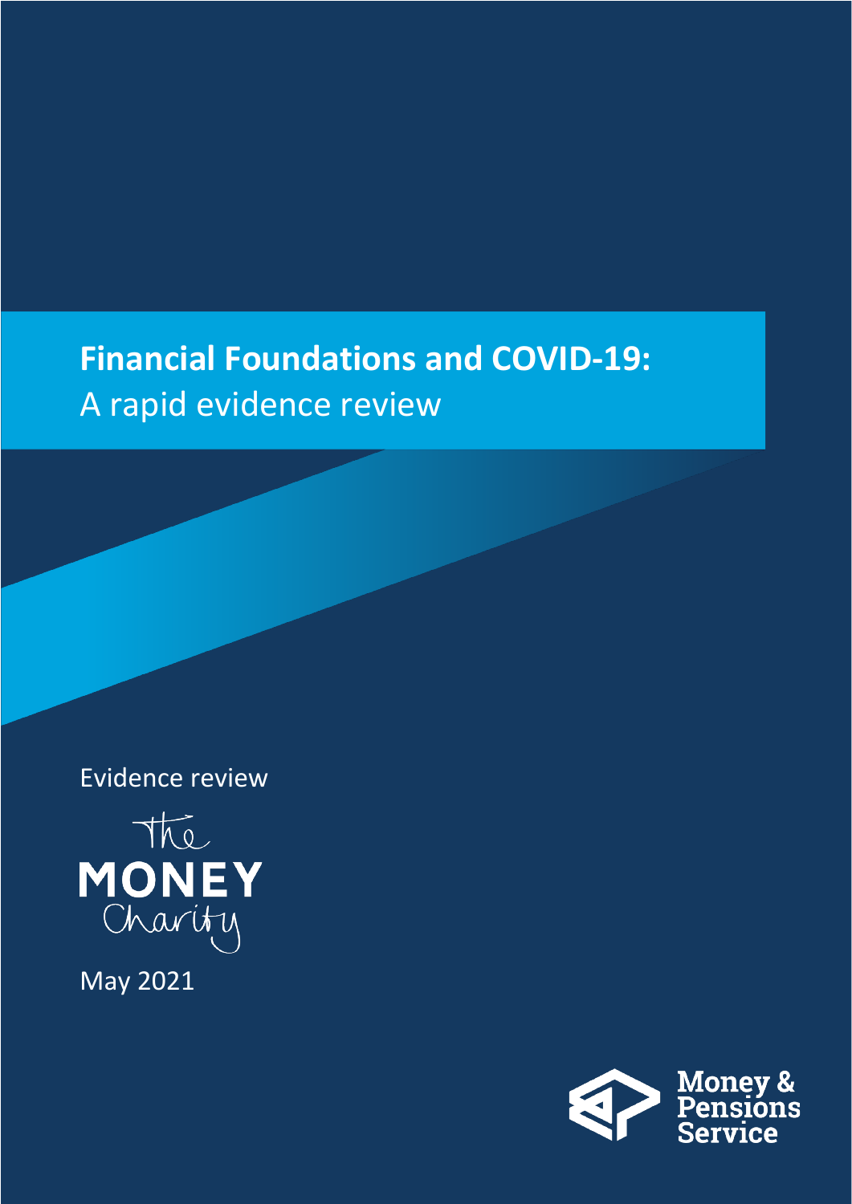# Financial Foundations and COVID-19:

A rapid evidence review

Evidence review

The MONEY Charity

May 2021

Money & Pensions Service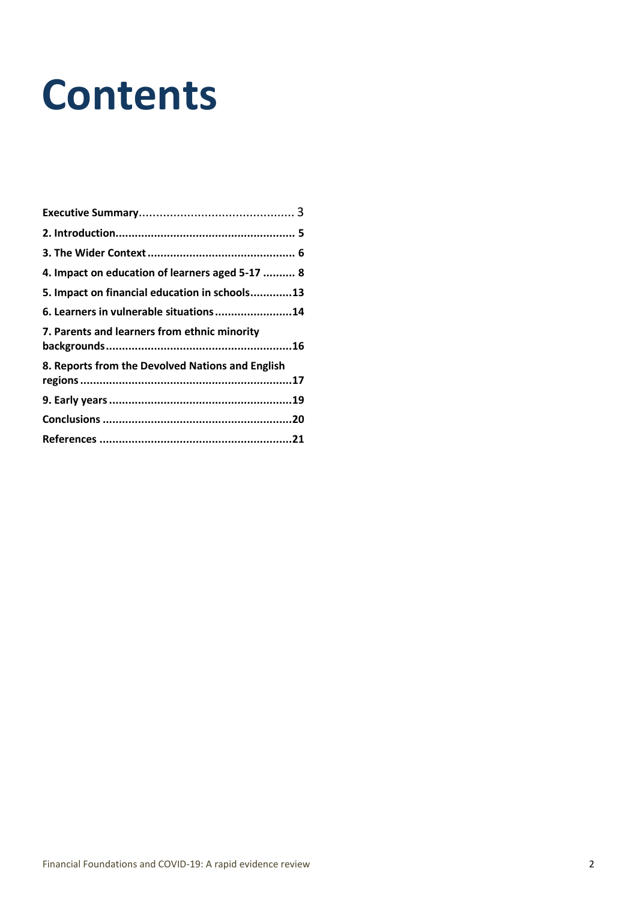# Contents

| | |
|---|---|
| **Executive Summary** | 3 |
| **2. Introduction** | **5** |
| **3. The Wider Context** | **6** |
| **4. Impact on education of learners aged 5-17** | **8** |
| **5. Impact on financial education in schools** | **13** |
| **6. Learners in vulnerable situations** | **14** |
| **7. Parents and learners from ethnic minority backgrounds** | **16** |
| **8. Reports from the Devolved Nations and English regions** | **17** |
| **9. Early years** | **19** |
| **Conclusions** | **20** |
| **References** | **21** |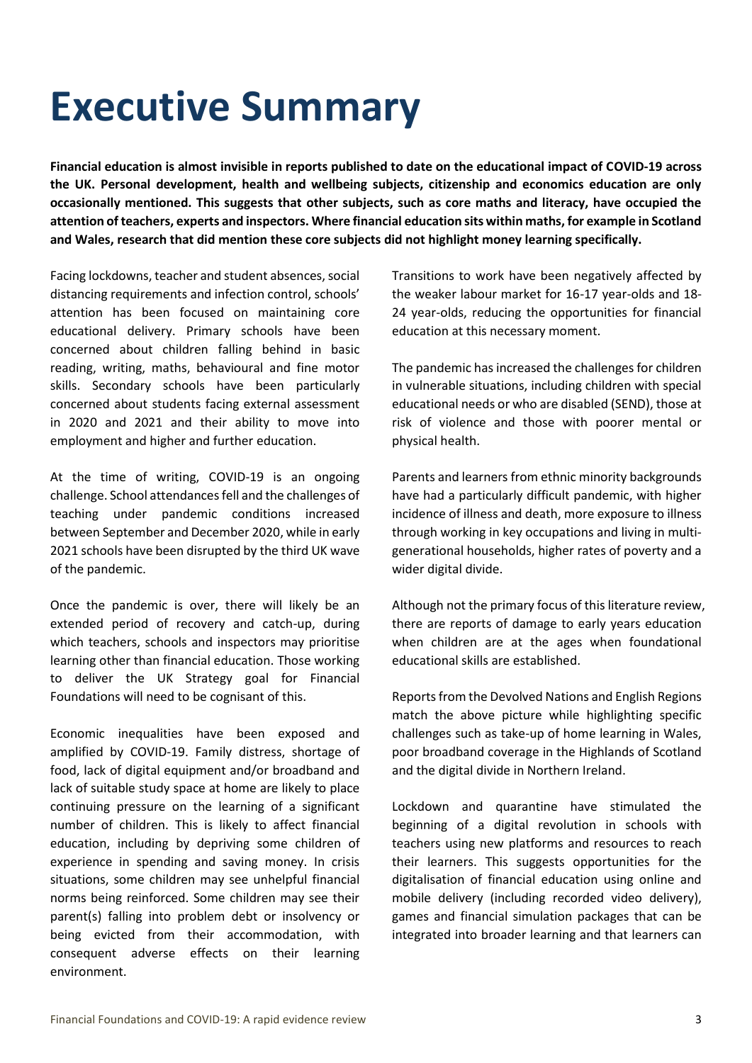# Executive Summary

**Financial education is almost invisible in reports published to date on the educational impact of COVID-19 across the UK. Personal development, health and wellbeing subjects, citizenship and economics education are only occasionally mentioned. This suggests that other subjects, such as core maths and literacy, have occupied the attention of teachers, experts and inspectors. Where financial education sits within maths, for example in Scotland and Wales, research that did mention these core subjects did not highlight money learning specifically.**

Facing lockdowns, teacher and student absences, social distancing requirements and infection control, schools' attention has been focused on maintaining core educational delivery. Primary schools have been concerned about children falling behind in basic reading, writing, maths, behavioural and fine motor skills. Secondary schools have been particularly concerned about students facing external assessment in 2020 and 2021 and their ability to move into employment and higher and further education.

At the time of writing, COVID-19 is an ongoing challenge. School attendances fell and the challenges of teaching under pandemic conditions increased between September and December 2020, while in early 2021 schools have been disrupted by the third UK wave of the pandemic.

Once the pandemic is over, there will likely be an extended period of recovery and catch-up, during which teachers, schools and inspectors may prioritise learning other than financial education. Those working to deliver the UK Strategy goal for Financial Foundations will need to be cognisant of this.

Economic inequalities have been exposed and amplified by COVID-19. Family distress, shortage of food, lack of digital equipment and/or broadband and lack of suitable study space at home are likely to place continuing pressure on the learning of a significant number of children. This is likely to affect financial education, including by depriving some children of experience in spending and saving money. In crisis situations, some children may see unhelpful financial norms being reinforced. Some children may see their parent(s) falling into problem debt or insolvency or being evicted from their accommodation, with consequent adverse effects on their learning environment.

Transitions to work have been negatively affected by the weaker labour market for 16-17 year-olds and 18-24 year-olds, reducing the opportunities for financial education at this necessary moment.

The pandemic has increased the challenges for children in vulnerable situations, including children with special educational needs or who are disabled (SEND), those at risk of violence and those with poorer mental or physical health.

Parents and learners from ethnic minority backgrounds have had a particularly difficult pandemic, with higher incidence of illness and death, more exposure to illness through working in key occupations and living in multi-generational households, higher rates of poverty and a wider digital divide.

Although not the primary focus of this literature review, there are reports of damage to early years education when children are at the ages when foundational educational skills are established.

Reports from the Devolved Nations and English Regions match the above picture while highlighting specific challenges such as take-up of home learning in Wales, poor broadband coverage in the Highlands of Scotland and the digital divide in Northern Ireland.

Lockdown and quarantine have stimulated the beginning of a digital revolution in schools with teachers using new platforms and resources to reach their learners. This suggests opportunities for the digitalisation of financial education using online and mobile delivery (including recorded video delivery), games and financial simulation packages that can be integrated into broader learning and that learners can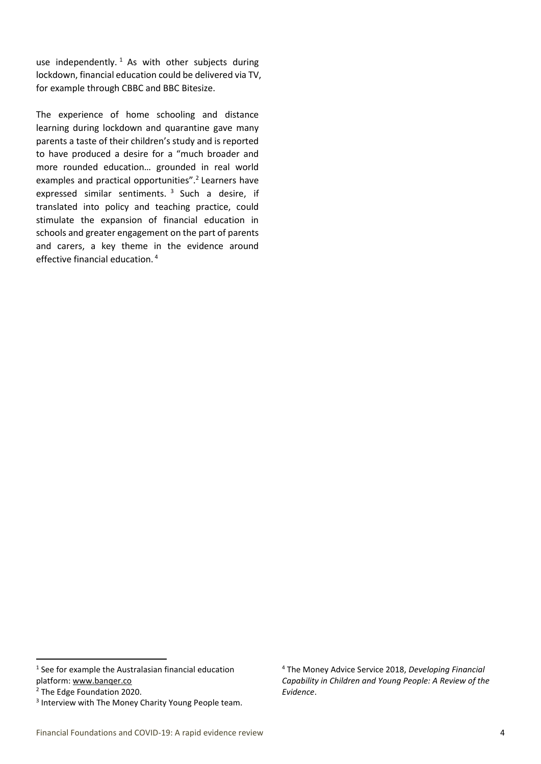use independently.[1] As with other subjects during lockdown, financial education could be delivered via TV, for example through CBBC and BBC Bitesize.

The experience of home schooling and distance learning during lockdown and quarantine gave many parents a taste of their children's study and is reported to have produced a desire for a "much broader and more rounded education… grounded in real world examples and practical opportunities".[2] Learners have expressed similar sentiments.[3] Such a desire, if translated into policy and teaching practice, could stimulate the expansion of financial education in schools and greater engagement on the part of parents and carers, a key theme in the evidence around effective financial education.[4]

---

[1] See for example the Australasian financial education platform: www.banqer.co

[2] The Edge Foundation 2020.

[3] Interview with The Money Charity Young People team.

[4] The Money Advice Service 2018, *Developing Financial Capability in Children and Young People: A Review of the Evidence*.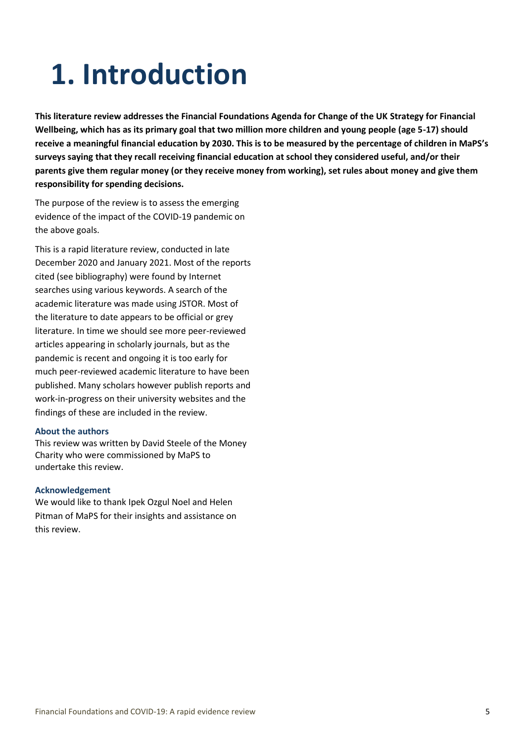# 1. Introduction

**This literature review addresses the Financial Foundations Agenda for Change of the UK Strategy for Financial Wellbeing, which has as its primary goal that two million more children and young people (age 5-17) should receive a meaningful financial education by 2030. This is to be measured by the percentage of children in MaPS's surveys saying that they recall receiving financial education at school they considered useful, and/or their parents give them regular money (or they receive money from working), set rules about money and give them responsibility for spending decisions.**

The purpose of the review is to assess the emerging evidence of the impact of the COVID-19 pandemic on the above goals.

This is a rapid literature review, conducted in late December 2020 and January 2021. Most of the reports cited (see bibliography) were found by Internet searches using various keywords. A search of the academic literature was made using JSTOR. Most of the literature to date appears to be official or grey literature. In time we should see more peer-reviewed articles appearing in scholarly journals, but as the pandemic is recent and ongoing it is too early for much peer-reviewed academic literature to have been published. Many scholars however publish reports and work-in-progress on their university websites and the findings of these are included in the review.

### About the authors

This review was written by David Steele of the Money Charity who were commissioned by MaPS to undertake this review.

### Acknowledgement

We would like to thank Ipek Ozgul Noel and Helen Pitman of MaPS for their insights and assistance on this review.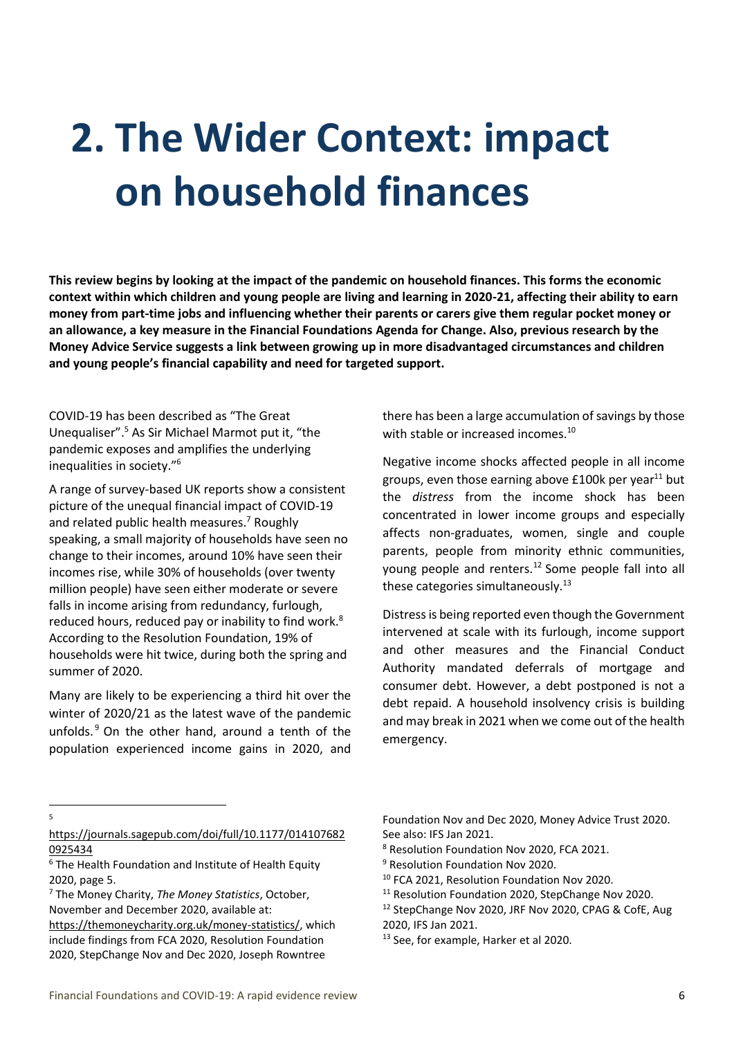# 2. The Wider Context: impact on household finances

**This review begins by looking at the impact of the pandemic on household finances. This forms the economic context within which children and young people are living and learning in 2020-21, affecting their ability to earn money from part-time jobs and influencing whether their parents or carers give them regular pocket money or an allowance, a key measure in the Financial Foundations Agenda for Change. Also, previous research by the Money Advice Service suggests a link between growing up in more disadvantaged circumstances and children and young people's financial capability and need for targeted support.**

COVID-19 has been described as "The Great Unequaliser".[5] As Sir Michael Marmot put it, "the pandemic exposes and amplifies the underlying inequalities in society."[6]

A range of survey-based UK reports show a consistent picture of the unequal financial impact of COVID-19 and related public health measures.[7] Roughly speaking, a small majority of households have seen no change to their incomes, around 10% have seen their incomes rise, while 30% of households (over twenty million people) have seen either moderate or severe falls in income arising from redundancy, furlough, reduced hours, reduced pay or inability to find work.[8] According to the Resolution Foundation, 19% of households were hit twice, during both the spring and summer of 2020.

Many are likely to be experiencing a third hit over the winter of 2020/21 as the latest wave of the pandemic unfolds.[9] On the other hand, around a tenth of the population experienced income gains in 2020, and there has been a large accumulation of savings by those with stable or increased incomes.[10]

Negative income shocks affected people in all income groups, even those earning above £100k per year[11] but the *distress* from the income shock has been concentrated in lower income groups and especially affects non-graduates, women, single and couple parents, people from minority ethnic communities, young people and renters.[12] Some people fall into all these categories simultaneously.[13]

Distress is being reported even though the Government intervened at scale with its furlough, income support and other measures and the Financial Conduct Authority mandated deferrals of mortgage and consumer debt. However, a debt postponed is not a debt repaid. A household insolvency crisis is building and may break in 2021 when we come out of the health emergency.

---

[5] https://journals.sagepub.com/doi/full/10.1177/0141076820925434

[6] The Health Foundation and Institute of Health Equity 2020, page 5.

[7] The Money Charity, *The Money Statistics*, October, November and December 2020, available at: https://themoneycharity.org.uk/money-statistics/, which include findings from FCA 2020, Resolution Foundation 2020, StepChange Nov and Dec 2020, Joseph Rowntree Foundation Nov and Dec 2020, Money Advice Trust 2020. See also: IFS Jan 2021.

[8] Resolution Foundation Nov 2020, FCA 2021.

[9] Resolution Foundation Nov 2020.

[10] FCA 2021, Resolution Foundation Nov 2020.

[11] Resolution Foundation 2020, StepChange Nov 2020.

[12] StepChange Nov 2020, JRF Nov 2020, CPAG & CofE, Aug 2020, IFS Jan 2021.

[13] See, for example, Harker et al 2020.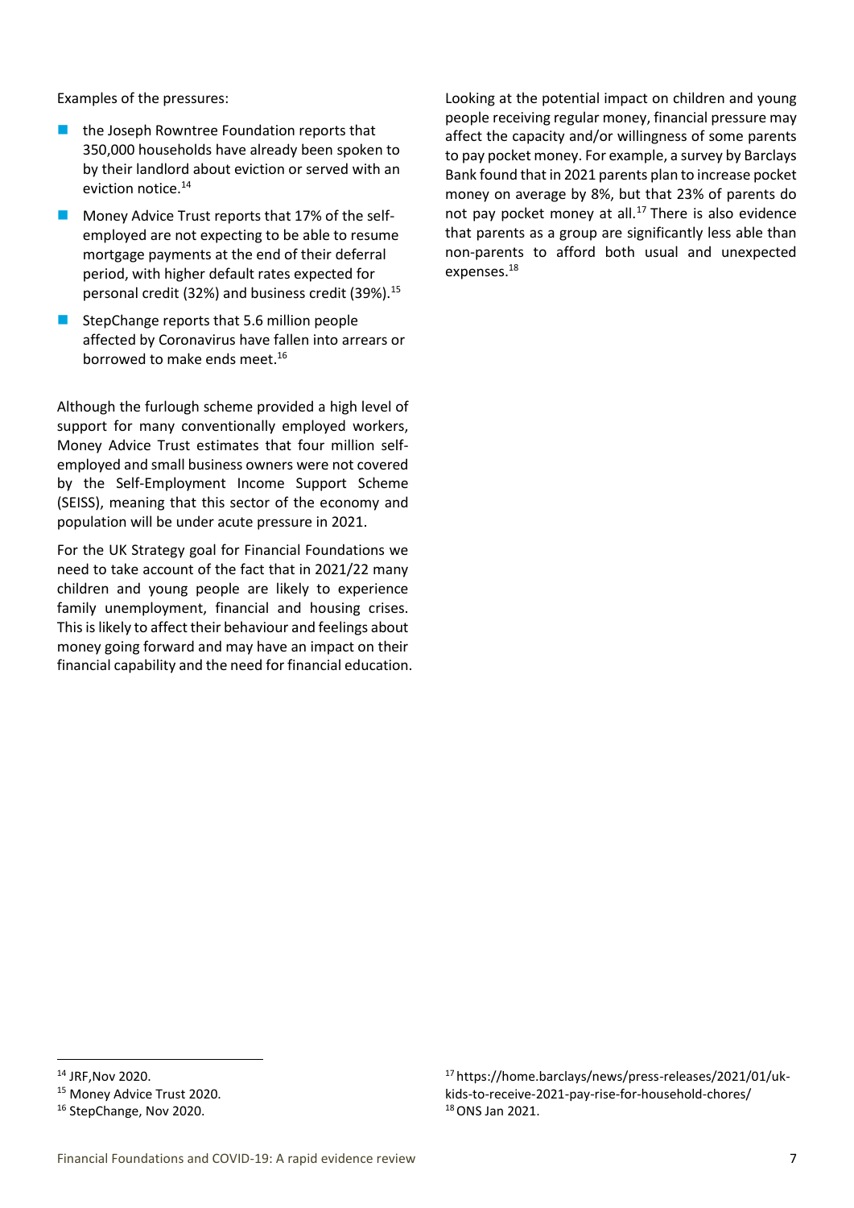Examples of the pressures:

- the Joseph Rowntree Foundation reports that 350,000 households have already been spoken to by their landlord about eviction or served with an eviction notice.[14]
- Money Advice Trust reports that 17% of the self-employed are not expecting to be able to resume mortgage payments at the end of their deferral period, with higher default rates expected for personal credit (32%) and business credit (39%).[15]
- StepChange reports that 5.6 million people affected by Coronavirus have fallen into arrears or borrowed to make ends meet.[16]

Although the furlough scheme provided a high level of support for many conventionally employed workers, Money Advice Trust estimates that four million self-employed and small business owners were not covered by the Self-Employment Income Support Scheme (SEISS), meaning that this sector of the economy and population will be under acute pressure in 2021.

For the UK Strategy goal for Financial Foundations we need to take account of the fact that in 2021/22 many children and young people are likely to experience family unemployment, financial and housing crises. This is likely to affect their behaviour and feelings about money going forward and may have an impact on their financial capability and the need for financial education.

Looking at the potential impact on children and young people receiving regular money, financial pressure may affect the capacity and/or willingness of some parents to pay pocket money. For example, a survey by Barclays Bank found that in 2021 parents plan to increase pocket money on average by 8%, but that 23% of parents do not pay pocket money at all.[17] There is also evidence that parents as a group are significantly less able than non-parents to afford both usual and unexpected expenses.[18]

---

[14] JRF,Nov 2020.

[15] Money Advice Trust 2020.

[16] StepChange, Nov 2020.

[17] https://home.barclays/news/press-releases/2021/01/uk-kids-to-receive-2021-pay-rise-for-household-chores/

[18] ONS Jan 2021.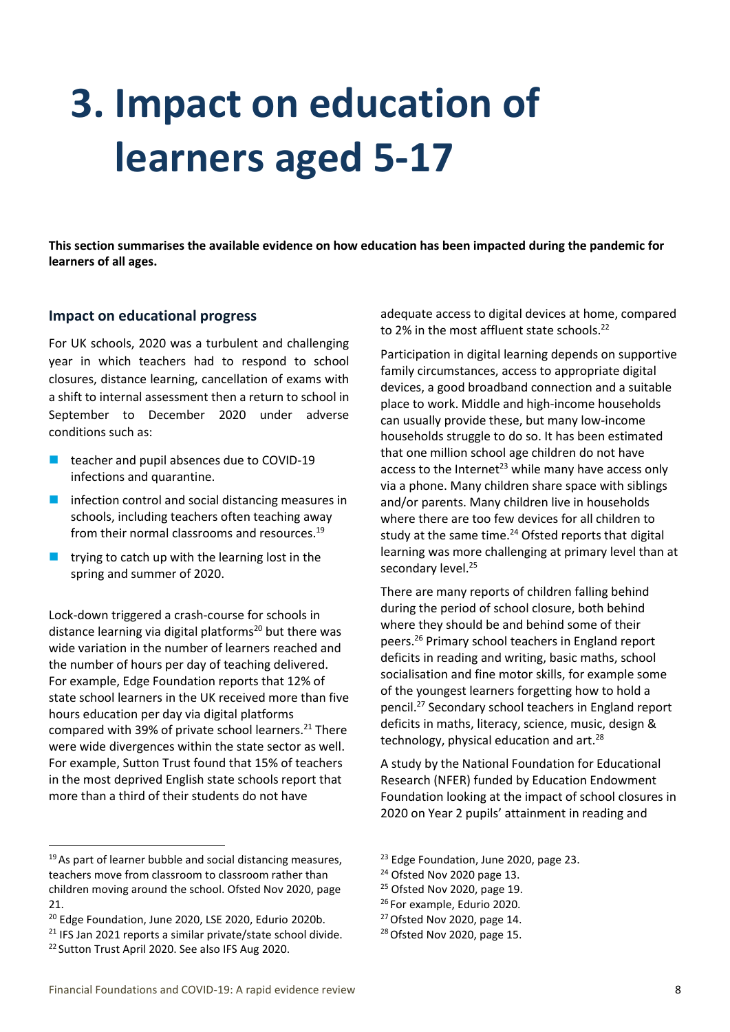# 3. Impact on education of learners aged 5-17

**This section summarises the available evidence on how education has been impacted during the pandemic for learners of all ages.**

## Impact on educational progress

For UK schools, 2020 was a turbulent and challenging year in which teachers had to respond to school closures, distance learning, cancellation of exams with a shift to internal assessment then a return to school in September to December 2020 under adverse conditions such as:

- teacher and pupil absences due to COVID-19 infections and quarantine.
- infection control and social distancing measures in schools, including teachers often teaching away from their normal classrooms and resources.[19]
- trying to catch up with the learning lost in the spring and summer of 2020.

Lock-down triggered a crash-course for schools in distance learning via digital platforms[20] but there was wide variation in the number of learners reached and the number of hours per day of teaching delivered. For example, Edge Foundation reports that 12% of state school learners in the UK received more than five hours education per day via digital platforms compared with 39% of private school learners.[21] There were wide divergences within the state sector as well. For example, Sutton Trust found that 15% of teachers in the most deprived English state schools report that more than a third of their students do not have adequate access to digital devices at home, compared to 2% in the most affluent state schools.[22]

Participation in digital learning depends on supportive family circumstances, access to appropriate digital devices, a good broadband connection and a suitable place to work. Middle and high-income households can usually provide these, but many low-income households struggle to do so. It has been estimated that one million school age children do not have access to the Internet[23] while many have access only via a phone. Many children share space with siblings and/or parents. Many children live in households where there are too few devices for all children to study at the same time.[24] Ofsted reports that digital learning was more challenging at primary level than at secondary level.[25]

There are many reports of children falling behind during the period of school closure, both behind where they should be and behind some of their peers.[26] Primary school teachers in England report deficits in reading and writing, basic maths, school socialisation and fine motor skills, for example some of the youngest learners forgetting how to hold a pencil.[27] Secondary school teachers in England report deficits in maths, literacy, science, music, design & technology, physical education and art.[28]

A study by the National Foundation for Educational Research (NFER) funded by Education Endowment Foundation looking at the impact of school closures in 2020 on Year 2 pupils' attainment in reading and

---

[19] As part of learner bubble and social distancing measures, teachers move from classroom to classroom rather than children moving around the school. Ofsted Nov 2020, page 21.

[20] Edge Foundation, June 2020, LSE 2020, Edurio 2020b.

[21] IFS Jan 2021 reports a similar private/state school divide.

[22] Sutton Trust April 2020. See also IFS Aug 2020.

[23] Edge Foundation, June 2020, page 23.

[24] Ofsted Nov 2020 page 13.

[25] Ofsted Nov 2020, page 19.

[26] For example, Edurio 2020.

[27] Ofsted Nov 2020, page 14.

[28] Ofsted Nov 2020, page 15.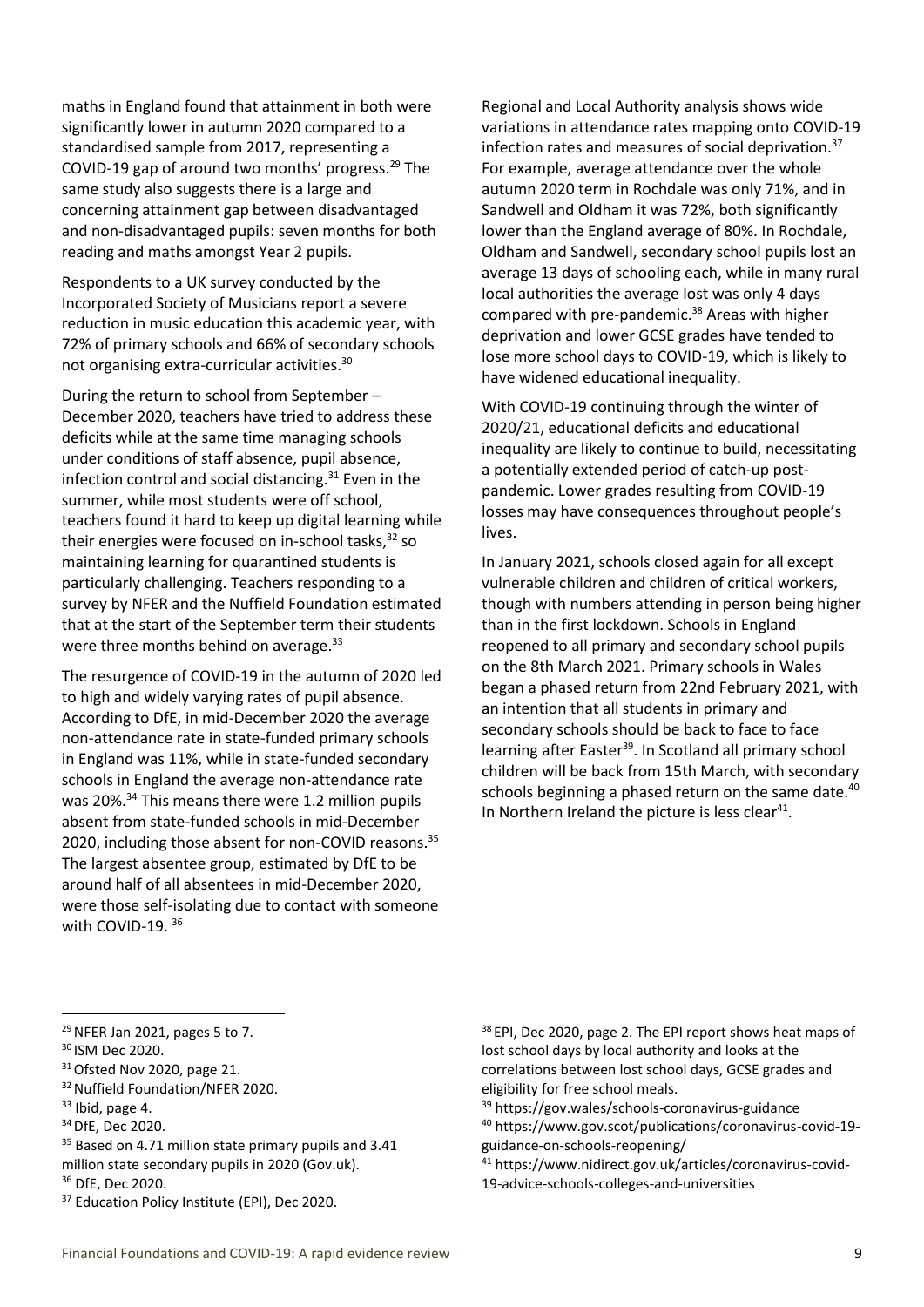maths in England found that attainment in both were significantly lower in autumn 2020 compared to a standardised sample from 2017, representing a COVID-19 gap of around two months' progress.[29] The same study also suggests there is a large and concerning attainment gap between disadvantaged and non-disadvantaged pupils: seven months for both reading and maths amongst Year 2 pupils.

Respondents to a UK survey conducted by the Incorporated Society of Musicians report a severe reduction in music education this academic year, with 72% of primary schools and 66% of secondary schools not organising extra-curricular activities.[30]

During the return to school from September – December 2020, teachers have tried to address these deficits while at the same time managing schools under conditions of staff absence, pupil absence, infection control and social distancing.[31] Even in the summer, while most students were off school, teachers found it hard to keep up digital learning while their energies were focused on in-school tasks,[32] so maintaining learning for quarantined students is particularly challenging. Teachers responding to a survey by NFER and the Nuffield Foundation estimated that at the start of the September term their students were three months behind on average.[33]

The resurgence of COVID-19 in the autumn of 2020 led to high and widely varying rates of pupil absence. According to DfE, in mid-December 2020 the average non-attendance rate in state-funded primary schools in England was 11%, while in state-funded secondary schools in England the average non-attendance rate was 20%.[34] This means there were 1.2 million pupils absent from state-funded schools in mid-December 2020, including those absent for non-COVID reasons.[35] The largest absentee group, estimated by DfE to be around half of all absentees in mid-December 2020, were those self-isolating due to contact with someone with COVID-19.[36]

Regional and Local Authority analysis shows wide variations in attendance rates mapping onto COVID-19 infection rates and measures of social deprivation.[37] For example, average attendance over the whole autumn 2020 term in Rochdale was only 71%, and in Sandwell and Oldham it was 72%, both significantly lower than the England average of 80%. In Rochdale, Oldham and Sandwell, secondary school pupils lost an average 13 days of schooling each, while in many rural local authorities the average lost was only 4 days compared with pre-pandemic.[38] Areas with higher deprivation and lower GCSE grades have tended to lose more school days to COVID-19, which is likely to have widened educational inequality.

With COVID-19 continuing through the winter of 2020/21, educational deficits and educational inequality are likely to continue to build, necessitating a potentially extended period of catch-up post-pandemic. Lower grades resulting from COVID-19 losses may have consequences throughout people's lives.

In January 2021, schools closed again for all except vulnerable children and children of critical workers, though with numbers attending in person being higher than in the first lockdown. Schools in England reopened to all primary and secondary school pupils on the 8th March 2021. Primary schools in Wales began a phased return from 22nd February 2021, with an intention that all students in primary and secondary schools should be back to face to face learning after Easter[39]. In Scotland all primary school children will be back from 15th March, with secondary schools beginning a phased return on the same date.[40] In Northern Ireland the picture is less clear[41].

---

[29] NFER Jan 2021, pages 5 to 7.

[30] ISM Dec 2020.

[31] Ofsted Nov 2020, page 21.

[32] Nuffield Foundation/NFER 2020.

[33] Ibid, page 4.

[34] DfE, Dec 2020.

[35] Based on 4.71 million state primary pupils and 3.41 million state secondary pupils in 2020 (Gov.uk).

[36] DfE, Dec 2020.

[37] Education Policy Institute (EPI), Dec 2020.

[38] EPI, Dec 2020, page 2. The EPI report shows heat maps of lost school days by local authority and looks at the correlations between lost school days, GCSE grades and eligibility for free school meals.

[39] https://gov.wales/schools-coronavirus-guidance

[40] https://www.gov.scot/publications/coronavirus-covid-19-guidance-on-schools-reopening/

[41] https://www.nidirect.gov.uk/articles/coronavirus-covid-19-advice-schools-colleges-and-universities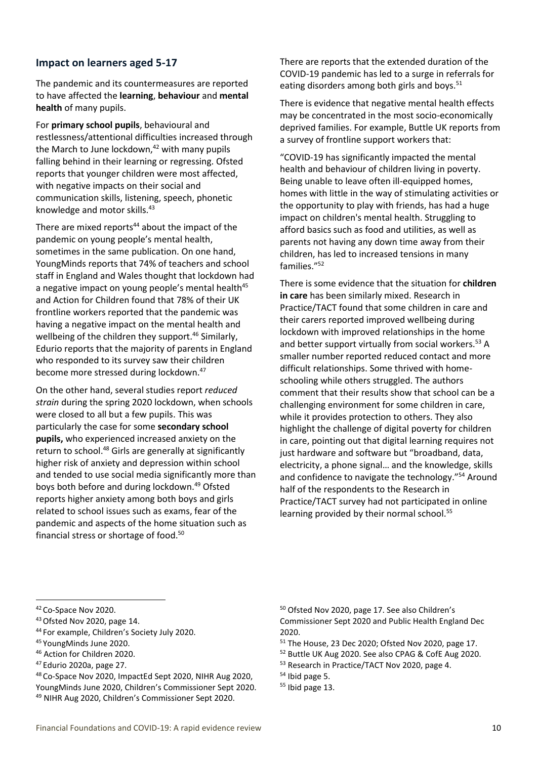## Impact on learners aged 5-17

The pandemic and its countermeasures are reported to have affected the **learning**, **behaviour** and **mental health** of many pupils.

For **primary school pupils**, behavioural and restlessness/attentional difficulties increased through the March to June lockdown,[42] with many pupils falling behind in their learning or regressing. Ofsted reports that younger children were most affected, with negative impacts on their social and communication skills, listening, speech, phonetic knowledge and motor skills.[43]

There are mixed reports[44] about the impact of the pandemic on young people's mental health, sometimes in the same publication. On one hand, YoungMinds reports that 74% of teachers and school staff in England and Wales thought that lockdown had a negative impact on young people's mental health[45] and Action for Children found that 78% of their UK frontline workers reported that the pandemic was having a negative impact on the mental health and wellbeing of the children they support.[46] Similarly, Edurio reports that the majority of parents in England who responded to its survey saw their children become more stressed during lockdown.[47]

On the other hand, several studies report *reduced strain* during the spring 2020 lockdown, when schools were closed to all but a few pupils. This was particularly the case for some **secondary school pupils,** who experienced increased anxiety on the return to school.[48] Girls are generally at significantly higher risk of anxiety and depression within school and tended to use social media significantly more than boys both before and during lockdown.[49] Ofsted reports higher anxiety among both boys and girls related to school issues such as exams, fear of the pandemic and aspects of the home situation such as financial stress or shortage of food.[50]

There are reports that the extended duration of the COVID-19 pandemic has led to a surge in referrals for eating disorders among both girls and boys.[51]

There is evidence that negative mental health effects may be concentrated in the most socio-economically deprived families. For example, Buttle UK reports from a survey of frontline support workers that:

"COVID-19 has significantly impacted the mental health and behaviour of children living in poverty. Being unable to leave often ill-equipped homes, homes with little in the way of stimulating activities or the opportunity to play with friends, has had a huge impact on children's mental health. Struggling to afford basics such as food and utilities, as well as parents not having any down time away from their children, has led to increased tensions in many families."[52]

There is some evidence that the situation for **children in care** has been similarly mixed. Research in Practice/TACT found that some children in care and their carers reported improved wellbeing during lockdown with improved relationships in the home and better support virtually from social workers.[53] A smaller number reported reduced contact and more difficult relationships. Some thrived with home-schooling while others struggled. The authors comment that their results show that school can be a challenging environment for some children in care, while it provides protection to others. They also highlight the challenge of digital poverty for children in care, pointing out that digital learning requires not just hardware and software but "broadband, data, electricity, a phone signal… and the knowledge, skills and confidence to navigate the technology."[54] Around half of the respondents to the Research in Practice/TACT survey had not participated in online learning provided by their normal school.[55]

---

[42] Co-Space Nov 2020.

[43] Ofsted Nov 2020, page 14.

[44] For example, Children's Society July 2020.

[45] YoungMinds June 2020.

[46] Action for Children 2020.

[47] Edurio 2020a, page 27.

[48] Co-Space Nov 2020, ImpactEd Sept 2020, NIHR Aug 2020, YoungMinds June 2020, Children's Commissioner Sept 2020.

[49] NIHR Aug 2020, Children's Commissioner Sept 2020.

[50] Ofsted Nov 2020, page 17. See also Children's Commissioner Sept 2020 and Public Health England Dec 2020.

[51] The House, 23 Dec 2020; Ofsted Nov 2020, page 17.

[52] Buttle UK Aug 2020. See also CPAG & CofE Aug 2020.

[53] Research in Practice/TACT Nov 2020, page 4.

[54] Ibid page 5.

[55] Ibid page 13.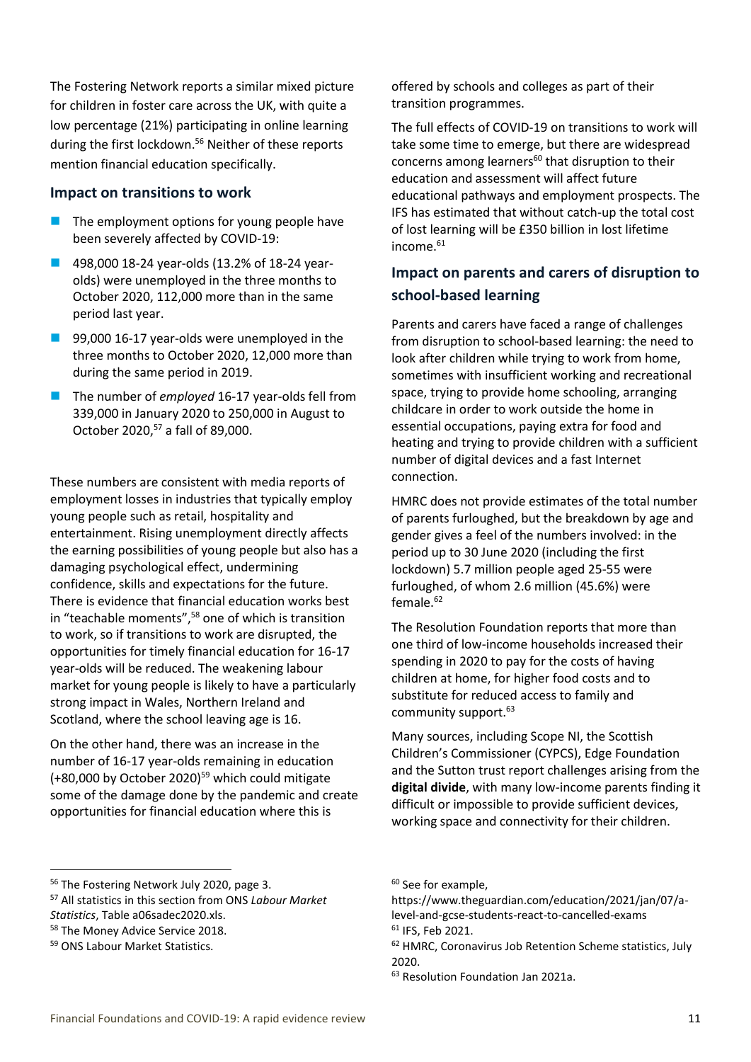The Fostering Network reports a similar mixed picture for children in foster care across the UK, with quite a low percentage (21%) participating in online learning during the first lockdown.[56] Neither of these reports mention financial education specifically.

### Impact on transitions to work

- The employment options for young people have been severely affected by COVID-19:
- 498,000 18-24 year-olds (13.2% of 18-24 year-olds) were unemployed in the three months to October 2020, 112,000 more than in the same period last year.
- 99,000 16-17 year-olds were unemployed in the three months to October 2020, 12,000 more than during the same period in 2019.
- The number of *employed* 16-17 year-olds fell from 339,000 in January 2020 to 250,000 in August to October 2020,[57] a fall of 89,000.

These numbers are consistent with media reports of employment losses in industries that typically employ young people such as retail, hospitality and entertainment. Rising unemployment directly affects the earning possibilities of young people but also has a damaging psychological effect, undermining confidence, skills and expectations for the future. There is evidence that financial education works best in "teachable moments",[58] one of which is transition to work, so if transitions to work are disrupted, the opportunities for timely financial education for 16-17 year-olds will be reduced. The weakening labour market for young people is likely to have a particularly strong impact in Wales, Northern Ireland and Scotland, where the school leaving age is 16.

On the other hand, there was an increase in the number of 16-17 year-olds remaining in education (+80,000 by October 2020)[59] which could mitigate some of the damage done by the pandemic and create opportunities for financial education where this is offered by schools and colleges as part of their transition programmes.

The full effects of COVID-19 on transitions to work will take some time to emerge, but there are widespread concerns among learners[60] that disruption to their education and assessment will affect future educational pathways and employment prospects. The IFS has estimated that without catch-up the total cost of lost learning will be £350 billion in lost lifetime income.[61]

### Impact on parents and carers of disruption to school-based learning

Parents and carers have faced a range of challenges from disruption to school-based learning: the need to look after children while trying to work from home, sometimes with insufficient working and recreational space, trying to provide home schooling, arranging childcare in order to work outside the home in essential occupations, paying extra for food and heating and trying to provide children with a sufficient number of digital devices and a fast Internet connection.

HMRC does not provide estimates of the total number of parents furloughed, but the breakdown by age and gender gives a feel of the numbers involved: in the period up to 30 June 2020 (including the first lockdown) 5.7 million people aged 25-55 were furloughed, of whom 2.6 million (45.6%) were female.[62]

The Resolution Foundation reports that more than one third of low-income households increased their spending in 2020 to pay for the costs of having children at home, for higher food costs and to substitute for reduced access to family and community support.[63]

Many sources, including Scope NI, the Scottish Children's Commissioner (CYPCS), Edge Foundation and the Sutton trust report challenges arising from the **digital divide**, with many low-income parents finding it difficult or impossible to provide sufficient devices, working space and connectivity for their children.

---

[56] The Fostering Network July 2020, page 3.

[57] All statistics in this section from ONS *Labour Market Statistics*, Table a06sadec2020.xls.

[58] The Money Advice Service 2018.

[59] ONS Labour Market Statistics.

[60] See for example, https://www.theguardian.com/education/2021/jan/07/a-level-and-gcse-students-react-to-cancelled-exams

[61] IFS, Feb 2021.

[62] HMRC, Coronavirus Job Retention Scheme statistics, July 2020.

[63] Resolution Foundation Jan 2021a.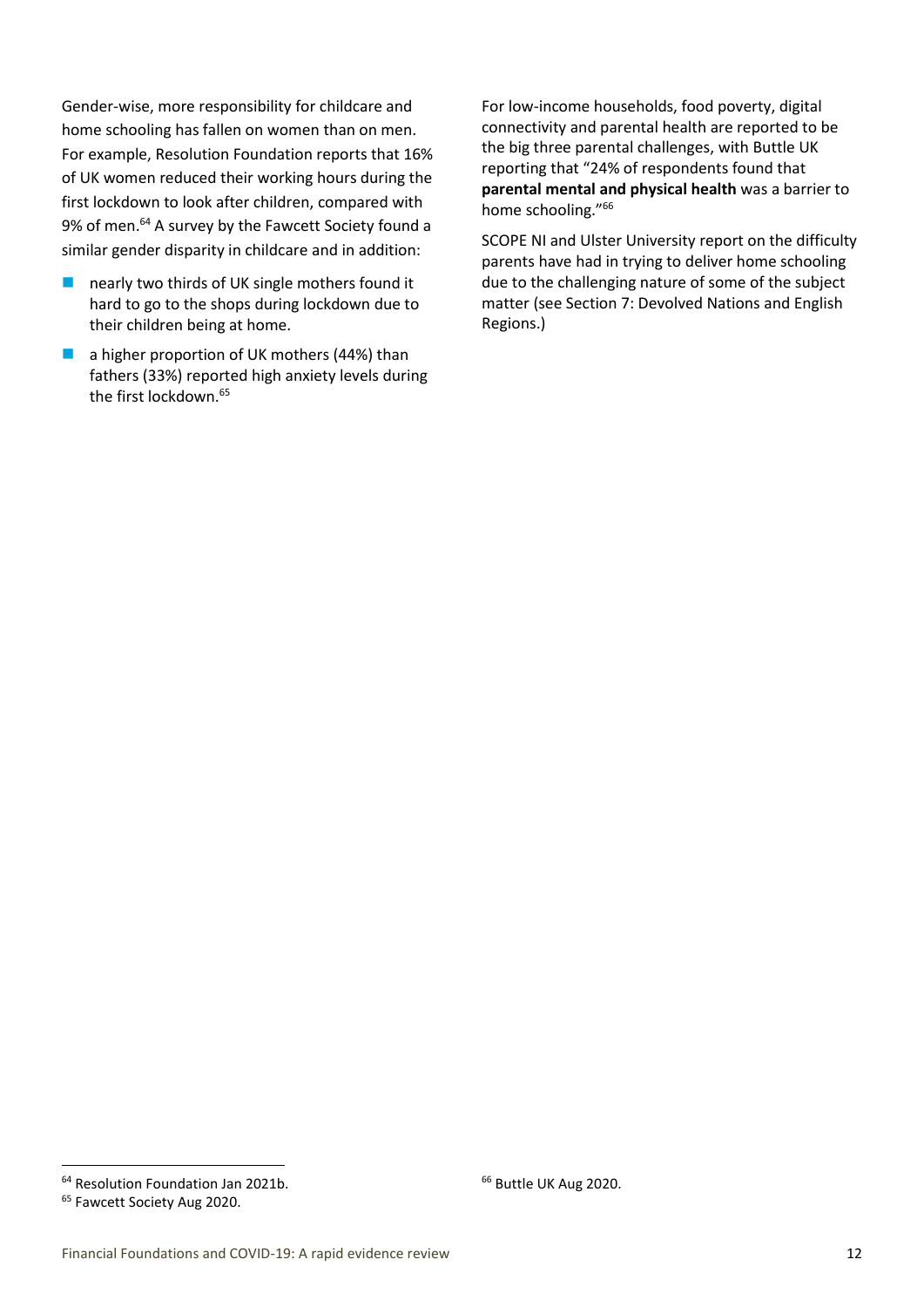Gender-wise, more responsibility for childcare and home schooling has fallen on women than on men. For example, Resolution Foundation reports that 16% of UK women reduced their working hours during the first lockdown to look after children, compared with 9% of men.[64] A survey by the Fawcett Society found a similar gender disparity in childcare and in addition:

- nearly two thirds of UK single mothers found it hard to go to the shops during lockdown due to their children being at home.
- a higher proportion of UK mothers (44%) than fathers (33%) reported high anxiety levels during the first lockdown.[65]

For low-income households, food poverty, digital connectivity and parental health are reported to be the big three parental challenges, with Buttle UK reporting that "24% of respondents found that **parental mental and physical health** was a barrier to home schooling."[66]

SCOPE NI and Ulster University report on the difficulty parents have had in trying to deliver home schooling due to the challenging nature of some of the subject matter (see Section 7: Devolved Nations and English Regions.)

[64] Resolution Foundation Jan 2021b.

[65] Fawcett Society Aug 2020.

[66] Buttle UK Aug 2020.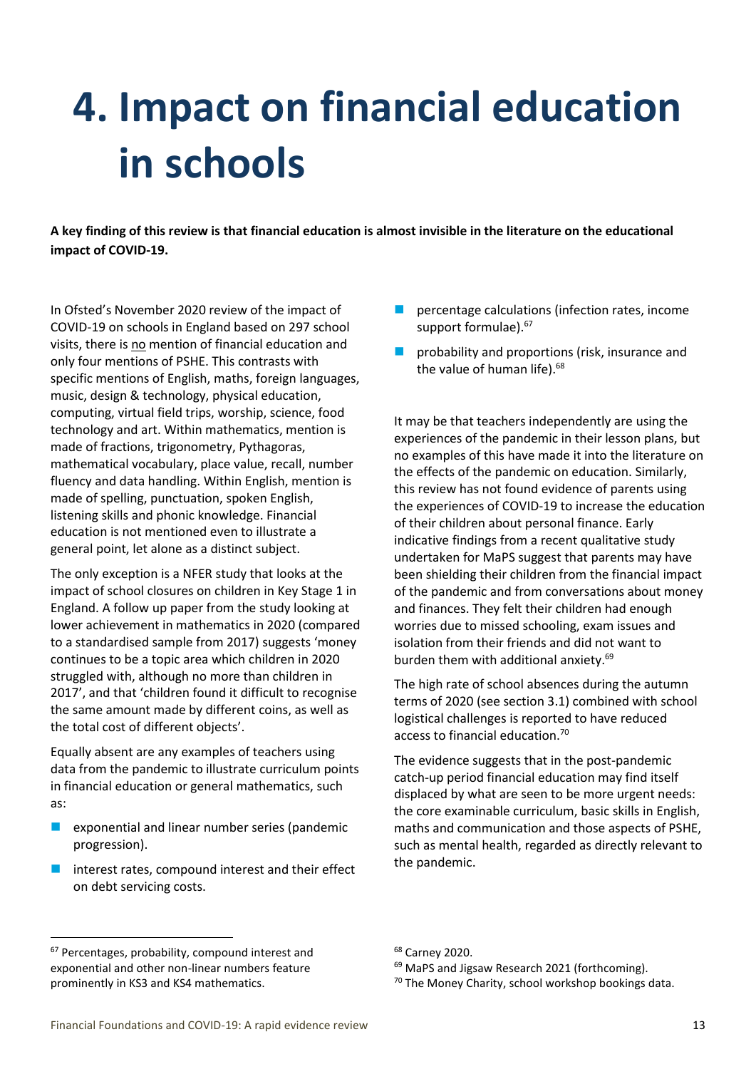# 4. Impact on financial education in schools

**A key finding of this review is that financial education is almost invisible in the literature on the educational impact of COVID-19.**

In Ofsted's November 2020 review of the impact of COVID-19 on schools in England based on 297 school visits, there is no mention of financial education and only four mentions of PSHE. This contrasts with specific mentions of English, maths, foreign languages, music, design & technology, physical education, computing, virtual field trips, worship, science, food technology and art. Within mathematics, mention is made of fractions, trigonometry, Pythagoras, mathematical vocabulary, place value, recall, number fluency and data handling. Within English, mention is made of spelling, punctuation, spoken English, listening skills and phonic knowledge. Financial education is not mentioned even to illustrate a general point, let alone as a distinct subject.

The only exception is a NFER study that looks at the impact of school closures on children in Key Stage 1 in England. A follow up paper from the study looking at lower achievement in mathematics in 2020 (compared to a standardised sample from 2017) suggests 'money continues to be a topic area which children in 2020 struggled with, although no more than children in 2017', and that 'children found it difficult to recognise the same amount made by different coins, as well as the total cost of different objects'.

Equally absent are any examples of teachers using data from the pandemic to illustrate curriculum points in financial education or general mathematics, such as:

- exponential and linear number series (pandemic progression).
- interest rates, compound interest and their effect on debt servicing costs.
- percentage calculations (infection rates, income support formulae).[67]
- probability and proportions (risk, insurance and the value of human life).[68]

It may be that teachers independently are using the experiences of the pandemic in their lesson plans, but no examples of this have made it into the literature on the effects of the pandemic on education. Similarly, this review has not found evidence of parents using the experiences of COVID-19 to increase the education of their children about personal finance. Early indicative findings from a recent qualitative study undertaken for MaPS suggest that parents may have been shielding their children from the financial impact of the pandemic and from conversations about money and finances. They felt their children had enough worries due to missed schooling, exam issues and isolation from their friends and did not want to burden them with additional anxiety.[69]

The high rate of school absences during the autumn terms of 2020 (see section 3.1) combined with school logistical challenges is reported to have reduced access to financial education.[70]

The evidence suggests that in the post-pandemic catch-up period financial education may find itself displaced by what are seen to be more urgent needs: the core examinable curriculum, basic skills in English, maths and communication and those aspects of PSHE, such as mental health, regarded as directly relevant to the pandemic.

---

[67] Percentages, probability, compound interest and exponential and other non-linear numbers feature prominently in KS3 and KS4 mathematics.

[68] Carney 2020.

[69] MaPS and Jigsaw Research 2021 (forthcoming).

[70] The Money Charity, school workshop bookings data.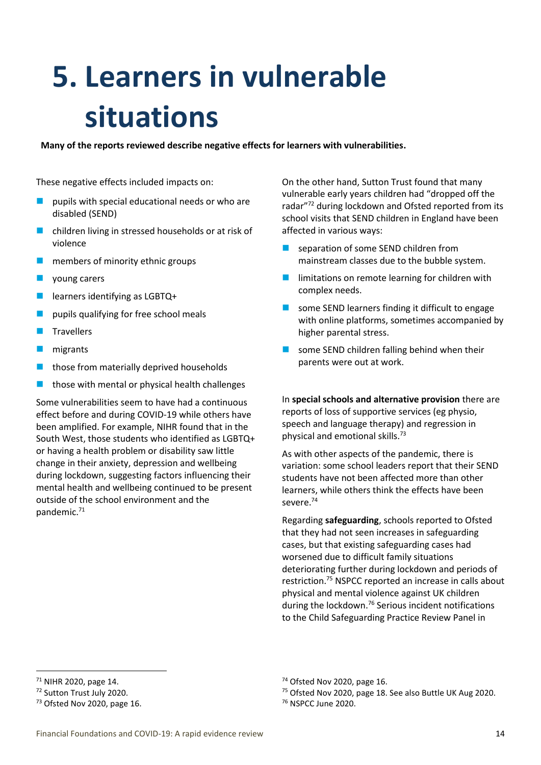# 5. Learners in vulnerable situations

**Many of the reports reviewed describe negative effects for learners with vulnerabilities.**

These negative effects included impacts on:

- pupils with special educational needs or who are disabled (SEND)
- children living in stressed households or at risk of violence
- members of minority ethnic groups
- young carers
- learners identifying as LGBTQ+
- pupils qualifying for free school meals
- Travellers
- migrants
- those from materially deprived households
- those with mental or physical health challenges

Some vulnerabilities seem to have had a continuous effect before and during COVID-19 while others have been amplified. For example, NIHR found that in the South West, those students who identified as LGBTQ+ or having a health problem or disability saw little change in their anxiety, depression and wellbeing during lockdown, suggesting factors influencing their mental health and wellbeing continued to be present outside of the school environment and the pandemic.[71]

On the other hand, Sutton Trust found that many vulnerable early years children had "dropped off the radar"[72] during lockdown and Ofsted reported from its school visits that SEND children in England have been affected in various ways:

- separation of some SEND children from mainstream classes due to the bubble system.
- limitations on remote learning for children with complex needs.
- some SEND learners finding it difficult to engage with online platforms, sometimes accompanied by higher parental stress.
- some SEND children falling behind when their parents were out at work.

In **special schools and alternative provision** there are reports of loss of supportive services (eg physio, speech and language therapy) and regression in physical and emotional skills.[73]

As with other aspects of the pandemic, there is variation: some school leaders report that their SEND students have not been affected more than other learners, while others think the effects have been severe.[74]

Regarding **safeguarding**, schools reported to Ofsted that they had not seen increases in safeguarding cases, but that existing safeguarding cases had worsened due to difficult family situations deteriorating further during lockdown and periods of restriction.[75] NSPCC reported an increase in calls about physical and mental violence against UK children during the lockdown.[76] Serious incident notifications to the Child Safeguarding Practice Review Panel in

[71] NIHR 2020, page 14.
[72] Sutton Trust July 2020.
[73] Ofsted Nov 2020, page 16.
[74] Ofsted Nov 2020, page 16.
[75] Ofsted Nov 2020, page 18. See also Buttle UK Aug 2020.
[76] NSPCC June 2020.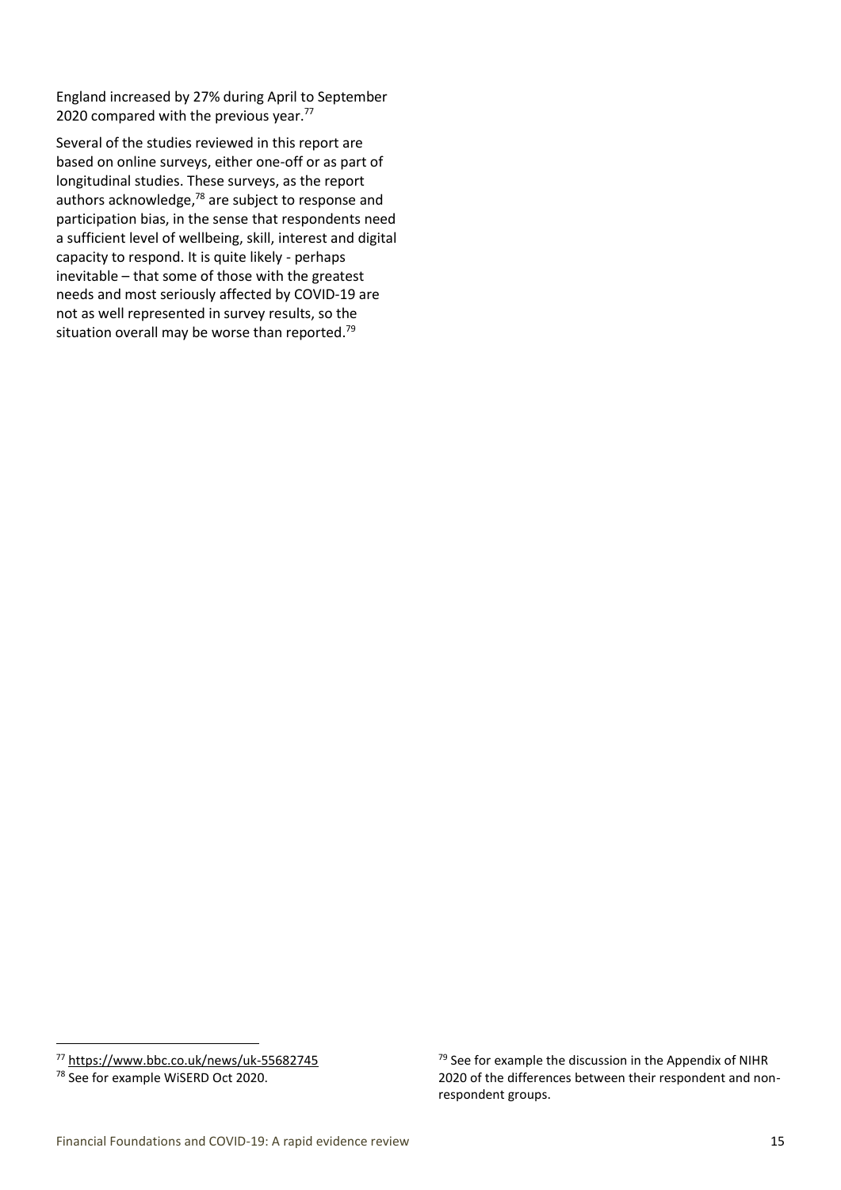England increased by 27% during April to September 2020 compared with the previous year.[77]

Several of the studies reviewed in this report are based on online surveys, either one-off or as part of longitudinal studies. These surveys, as the report authors acknowledge,[78] are subject to response and participation bias, in the sense that respondents need a sufficient level of wellbeing, skill, interest and digital capacity to respond. It is quite likely - perhaps inevitable – that some of those with the greatest needs and most seriously affected by COVID-19 are not as well represented in survey results, so the situation overall may be worse than reported.[79]

[77] https://www.bbc.co.uk/news/uk-55682745

[78] See for example WiSERD Oct 2020.

[79] See for example the discussion in the Appendix of NIHR 2020 of the differences between their respondent and non-respondent groups.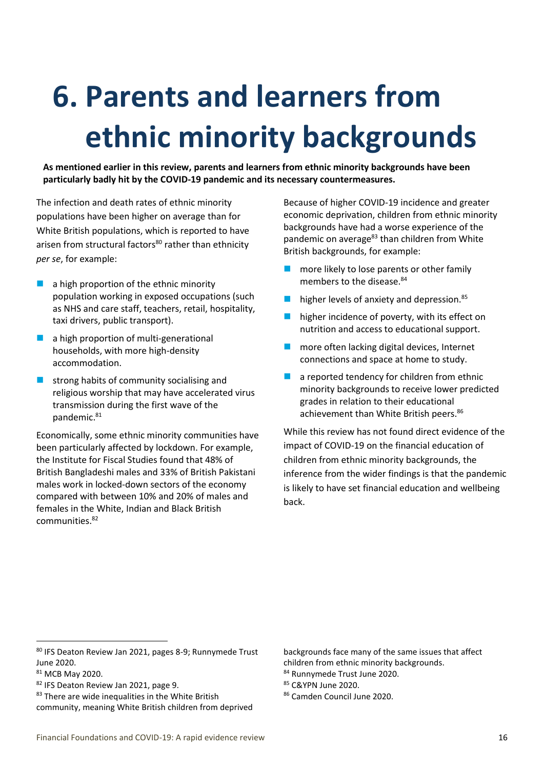# 6. Parents and learners from ethnic minority backgrounds

**As mentioned earlier in this review, parents and learners from ethnic minority backgrounds have been particularly badly hit by the COVID-19 pandemic and its necessary countermeasures.**

The infection and death rates of ethnic minority populations have been higher on average than for White British populations, which is reported to have arisen from structural factors[80] rather than ethnicity *per se*, for example:

- a high proportion of the ethnic minority population working in exposed occupations (such as NHS and care staff, teachers, retail, hospitality, taxi drivers, public transport).
- a high proportion of multi-generational households, with more high-density accommodation.
- strong habits of community socialising and religious worship that may have accelerated virus transmission during the first wave of the pandemic.[81]

Economically, some ethnic minority communities have been particularly affected by lockdown. For example, the Institute for Fiscal Studies found that 48% of British Bangladeshi males and 33% of British Pakistani males work in locked-down sectors of the economy compared with between 10% and 20% of males and females in the White, Indian and Black British communities.[82]

Because of higher COVID-19 incidence and greater economic deprivation, children from ethnic minority backgrounds have had a worse experience of the pandemic on average[83] than children from White British backgrounds, for example:

- more likely to lose parents or other family members to the disease.[84]
- higher levels of anxiety and depression.[85]
- higher incidence of poverty, with its effect on nutrition and access to educational support.
- more often lacking digital devices, Internet connections and space at home to study.
- a reported tendency for children from ethnic minority backgrounds to receive lower predicted grades in relation to their educational achievement than White British peers.[86]

While this review has not found direct evidence of the impact of COVID-19 on the financial education of children from ethnic minority backgrounds, the inference from the wider findings is that the pandemic is likely to have set financial education and wellbeing back.

---

[80] IFS Deaton Review Jan 2021, pages 8-9; Runnymede Trust June 2020.

[81] MCB May 2020.

[82] IFS Deaton Review Jan 2021, page 9.

[83] There are wide inequalities in the White British community, meaning White British children from deprived backgrounds face many of the same issues that affect children from ethnic minority backgrounds.

[84] Runnymede Trust June 2020.

[85] C&YPN June 2020.

[86] Camden Council June 2020.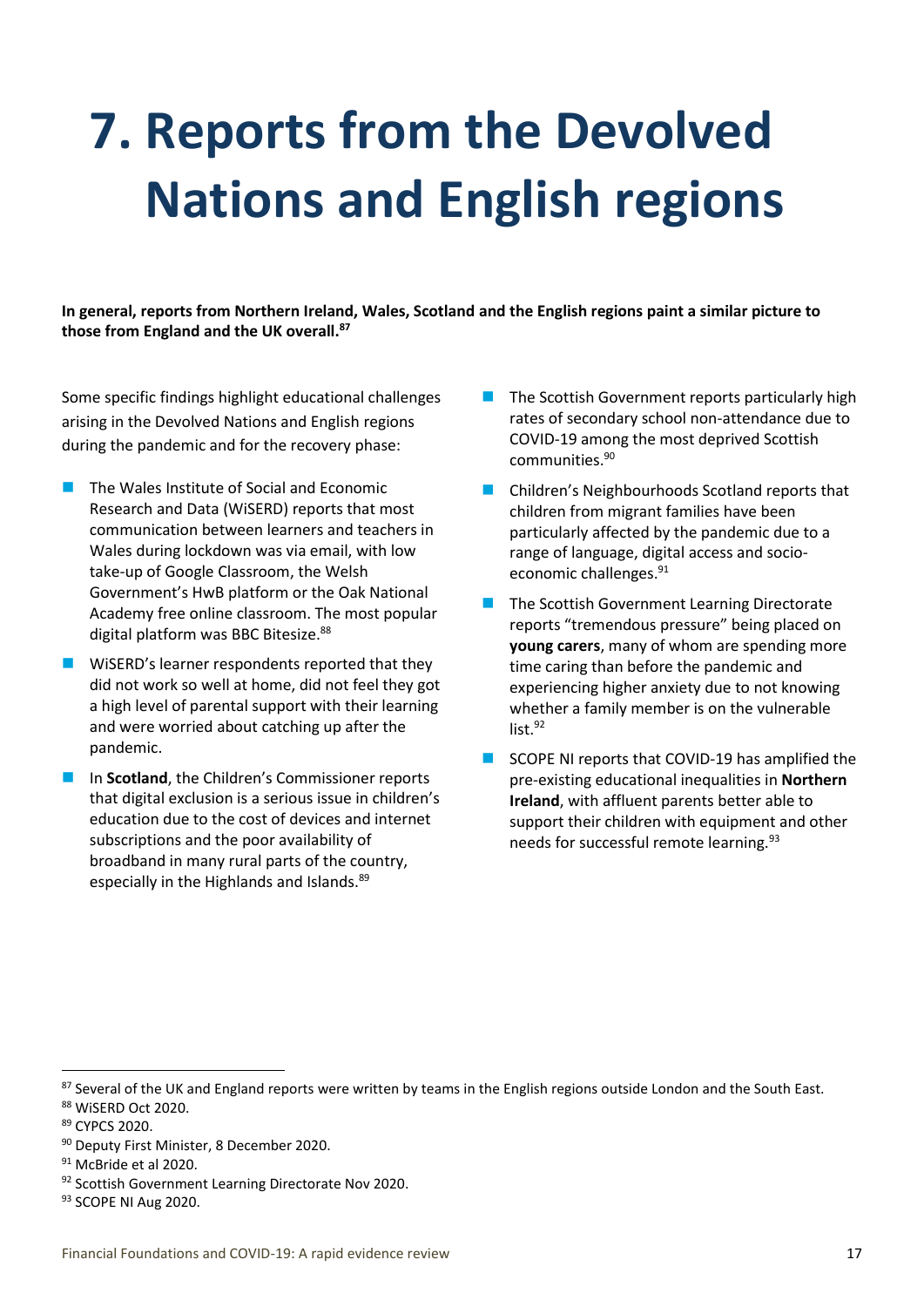# 7. Reports from the Devolved Nations and English regions

**In general, reports from Northern Ireland, Wales, Scotland and the English regions paint a similar picture to those from England and the UK overall.[87]**

Some specific findings highlight educational challenges arising in the Devolved Nations and English regions during the pandemic and for the recovery phase:

- The Wales Institute of Social and Economic Research and Data (WiSERD) reports that most communication between learners and teachers in Wales during lockdown was via email, with low take-up of Google Classroom, the Welsh Government's HwB platform or the Oak National Academy free online classroom. The most popular digital platform was BBC Bitesize.[88]
- WiSERD's learner respondents reported that they did not work so well at home, did not feel they got a high level of parental support with their learning and were worried about catching up after the pandemic.
- In **Scotland**, the Children's Commissioner reports that digital exclusion is a serious issue in children's education due to the cost of devices and internet subscriptions and the poor availability of broadband in many rural parts of the country, especially in the Highlands and Islands.[89]
- The Scottish Government reports particularly high rates of secondary school non-attendance due to COVID-19 among the most deprived Scottish communities.[90]
- Children's Neighbourhoods Scotland reports that children from migrant families have been particularly affected by the pandemic due to a range of language, digital access and socio-economic challenges.[91]
- The Scottish Government Learning Directorate reports "tremendous pressure" being placed on **young carers**, many of whom are spending more time caring than before the pandemic and experiencing higher anxiety due to not knowing whether a family member is on the vulnerable list.[92]
- SCOPE NI reports that COVID-19 has amplified the pre-existing educational inequalities in **Northern Ireland**, with affluent parents better able to support their children with equipment and other needs for successful remote learning.[93]

---

[87] Several of the UK and England reports were written by teams in the English regions outside London and the South East.
[88] WiSERD Oct 2020.
[89] CYPCS 2020.
[90] Deputy First Minister, 8 December 2020.
[91] McBride et al 2020.
[92] Scottish Government Learning Directorate Nov 2020.
[93] SCOPE NI Aug 2020.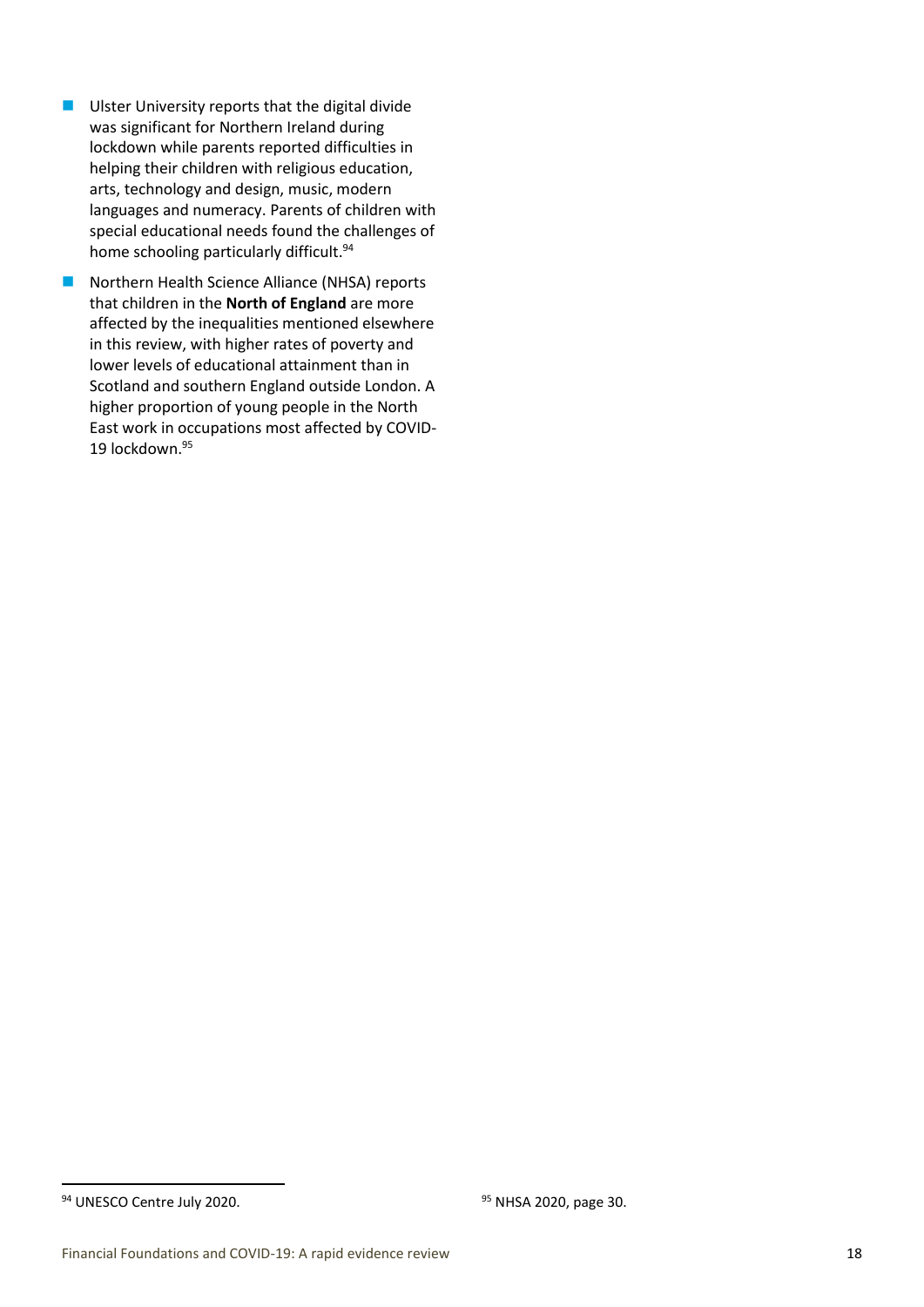- Ulster University reports that the digital divide was significant for Northern Ireland during lockdown while parents reported difficulties in helping their children with religious education, arts, technology and design, music, modern languages and numeracy. Parents of children with special educational needs found the challenges of home schooling particularly difficult.[94]
- Northern Health Science Alliance (NHSA) reports that children in the **North of England** are more affected by the inequalities mentioned elsewhere in this review, with higher rates of poverty and lower levels of educational attainment than in Scotland and southern England outside London. A higher proportion of young people in the North East work in occupations most affected by COVID-19 lockdown.[95]

[94] UNESCO Centre July 2020.

[95] NHSA 2020, page 30.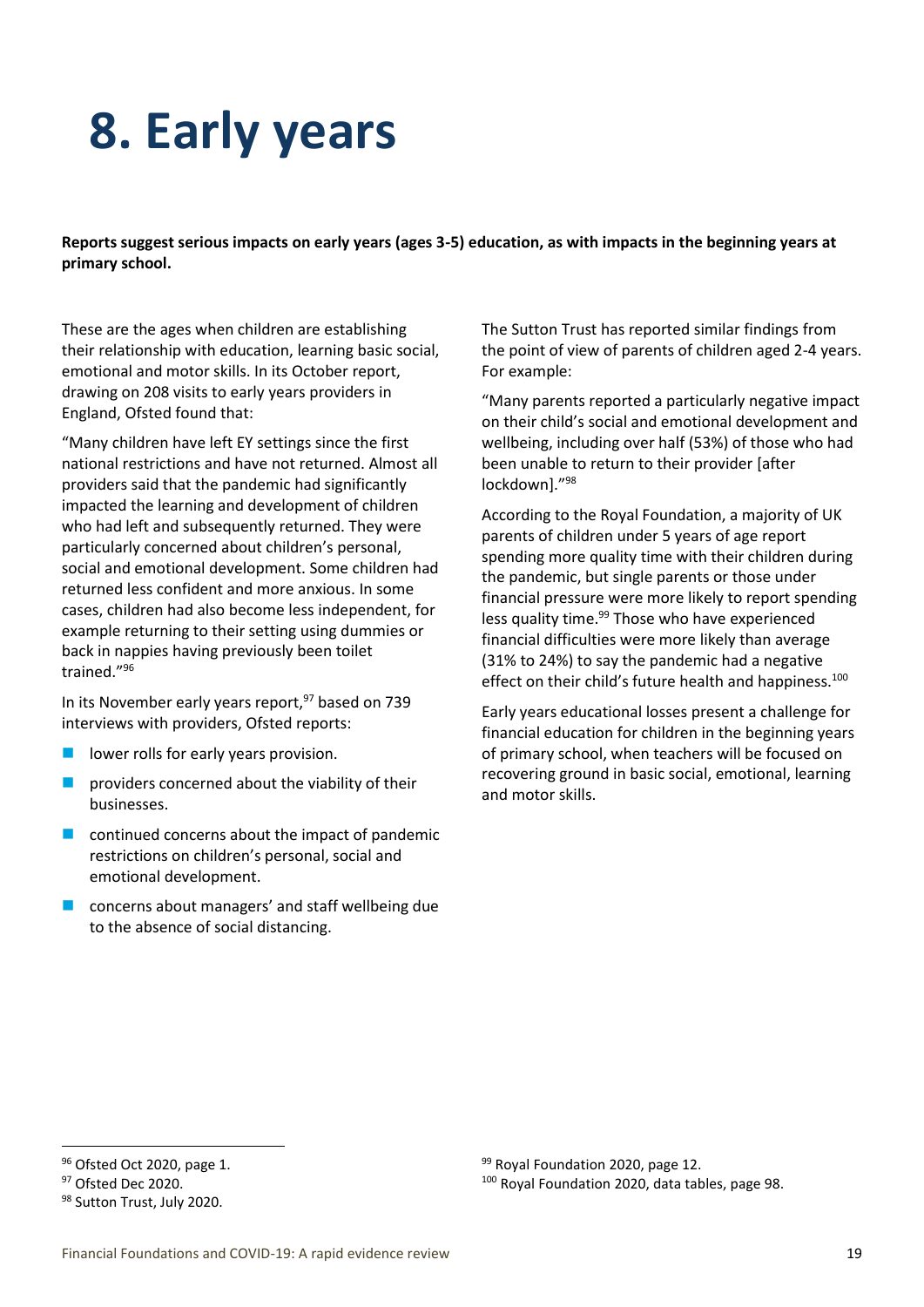# 8. Early years

**Reports suggest serious impacts on early years (ages 3-5) education, as with impacts in the beginning years at primary school.**

These are the ages when children are establishing their relationship with education, learning basic social, emotional and motor skills. In its October report, drawing on 208 visits to early years providers in England, Ofsted found that:

"Many children have left EY settings since the first national restrictions and have not returned. Almost all providers said that the pandemic had significantly impacted the learning and development of children who had left and subsequently returned. They were particularly concerned about children's personal, social and emotional development. Some children had returned less confident and more anxious. In some cases, children had also become less independent, for example returning to their setting using dummies or back in nappies having previously been toilet trained."[96]

In its November early years report,[97] based on 739 interviews with providers, Ofsted reports:

- lower rolls for early years provision.
- providers concerned about the viability of their businesses.
- continued concerns about the impact of pandemic restrictions on children's personal, social and emotional development.
- concerns about managers' and staff wellbeing due to the absence of social distancing.

The Sutton Trust has reported similar findings from the point of view of parents of children aged 2-4 years. For example:

"Many parents reported a particularly negative impact on their child's social and emotional development and wellbeing, including over half (53%) of those who had been unable to return to their provider [after lockdown]."[98]

According to the Royal Foundation, a majority of UK parents of children under 5 years of age report spending more quality time with their children during the pandemic, but single parents or those under financial pressure were more likely to report spending less quality time.[99] Those who have experienced financial difficulties were more likely than average (31% to 24%) to say the pandemic had a negative effect on their child's future health and happiness.[100]

Early years educational losses present a challenge for financial education for children in the beginning years of primary school, when teachers will be focused on recovering ground in basic social, emotional, learning and motor skills.

[96] Ofsted Oct 2020, page 1.

[97] Ofsted Dec 2020.

[98] Sutton Trust, July 2020.

[99] Royal Foundation 2020, page 12.

[100] Royal Foundation 2020, data tables, page 98.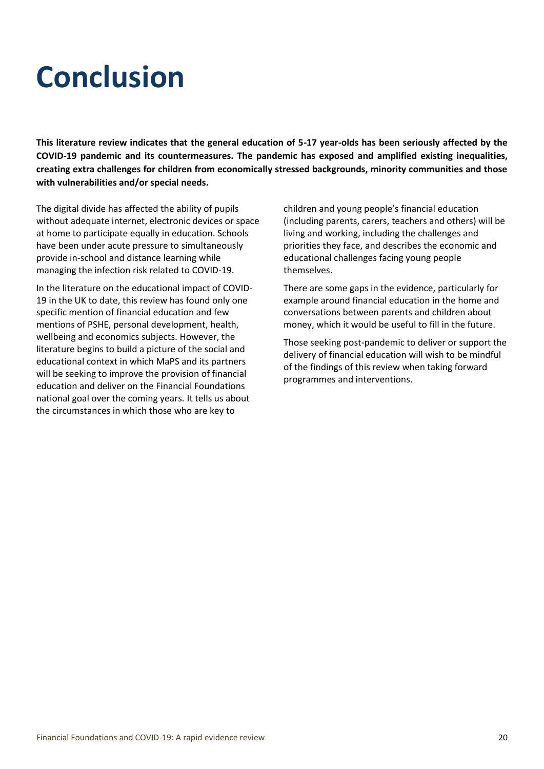# Conclusion

**This literature review indicates that the general education of 5-17 year-olds has been seriously affected by the COVID-19 pandemic and its countermeasures. The pandemic has exposed and amplified existing inequalities, creating extra challenges for children from economically stressed backgrounds, minority communities and those with vulnerabilities and/or special needs.**

The digital divide has affected the ability of pupils without adequate internet, electronic devices or space at home to participate equally in education. Schools have been under acute pressure to simultaneously provide in-school and distance learning while managing the infection risk related to COVID-19.

In the literature on the educational impact of COVID-19 in the UK to date, this review has found only one specific mention of financial education and few mentions of PSHE, personal development, health, wellbeing and economics subjects. However, the literature begins to build a picture of the social and educational context in which MaPS and its partners will be seeking to improve the provision of financial education and deliver on the Financial Foundations national goal over the coming years. It tells us about the circumstances in which those who are key to children and young people's financial education (including parents, carers, teachers and others) will be living and working, including the challenges and priorities they face, and describes the economic and educational challenges facing young people themselves.

There are some gaps in the evidence, particularly for example around financial education in the home and conversations between parents and children about money, which it would be useful to fill in the future.

Those seeking post-pandemic to deliver or support the delivery of financial education will wish to be mindful of the findings of this review when taking forward programmes and interventions.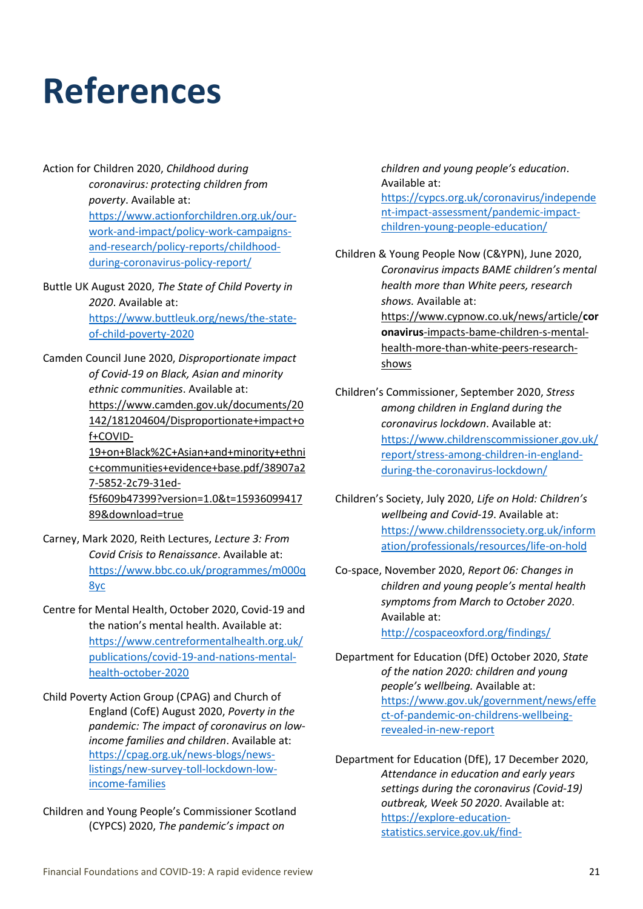# References

Action for Children 2020, *Childhood during coronavirus: protecting children from poverty*. Available at: https://www.actionforchildren.org.uk/our-work-and-impact/policy-work-campaigns-and-research/policy-reports/childhood-during-coronavirus-policy-report/

Buttle UK August 2020, *The State of Child Poverty in 2020*. Available at: https://www.buttleuk.org/news/the-state-of-child-poverty-2020

Camden Council June 2020, *Disproportionate impact of Covid-19 on Black, Asian and minority ethnic communities*. Available at: https://www.camden.gov.uk/documents/20142/181204604/Disproportionate+impact+of+COVID-19+on+Black%2C+Asian+and+minority+ethnic+communities+evidence+base.pdf/38907a27-5852-2c79-31ed-f5f609b47399?version=1.0&t=1593609941789&download=true

Carney, Mark 2020, Reith Lectures, *Lecture 3: From Covid Crisis to Renaissance*. Available at: https://www.bbc.co.uk/programmes/m000q8yc

Centre for Mental Health, October 2020, Covid-19 and the nation's mental health. Available at: https://www.centreformentalhealth.org.uk/publications/covid-19-and-nations-mental-health-october-2020

Child Poverty Action Group (CPAG) and Church of England (CofE) August 2020, *Poverty in the pandemic: The impact of coronavirus on low-income families and children*. Available at: https://cpag.org.uk/news-blogs/news-listings/new-survey-toll-lockdown-low-income-families

Children and Young People's Commissioner Scotland (CYPCS) 2020, *The pandemic's impact on children and young people's education*. Available at: https://cypcs.org.uk/coronavirus/independent-impact-assessment/pandemic-impact-children-young-people-education/

Children & Young People Now (C&YPN), June 2020, *Coronavirus impacts BAME children's mental health more than White peers, research shows.* Available at: https://www.cypnow.co.uk/news/article/**coronavirus**-impacts-bame-children-s-mental-health-more-than-white-peers-research-shows

Children's Commissioner, September 2020, *Stress among children in England during the coronavirus lockdown*. Available at: https://www.childrenscommissioner.gov.uk/report/stress-among-children-in-england-during-the-coronavirus-lockdown/

Children's Society, July 2020, *Life on Hold: Children's wellbeing and Covid-19*. Available at: https://www.childrenssociety.org.uk/information/professionals/resources/life-on-hold

Co-space, November 2020, *Report 06: Changes in children and young people's mental health symptoms from March to October 2020*. Available at: http://cospaceoxford.org/findings/

Department for Education (DfE) October 2020, *State of the nation 2020: children and young people's wellbeing.* Available at: https://www.gov.uk/government/news/effect-of-pandemic-on-childrens-wellbeing-revealed-in-new-report

Department for Education (DfE), 17 December 2020, *Attendance in education and early years settings during the coronavirus (Covid-19) outbreak, Week 50 2020*. Available at: https://explore-education-statistics.service.gov.uk/find-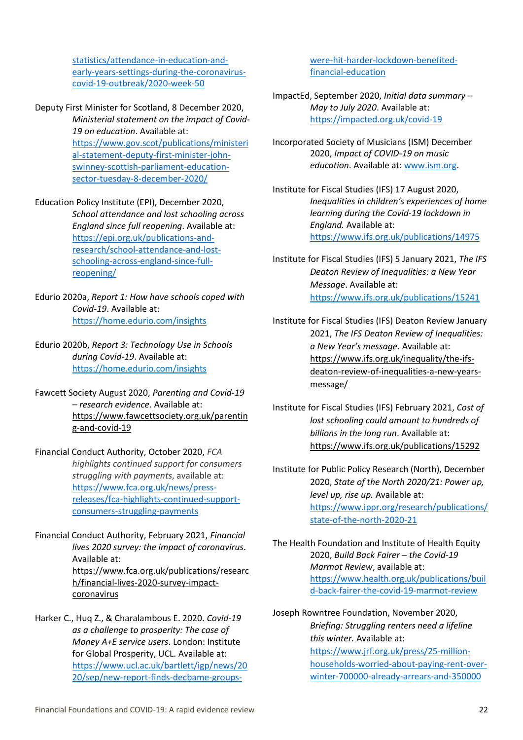statistics/attendance-in-education-and-early-years-settings-during-the-coronavirus-covid-19-outbreak/2020-week-50

Deputy First Minister for Scotland, 8 December 2020, *Ministerial statement on the impact of Covid-19 on education*. Available at: https://www.gov.scot/publications/ministerial-statement-deputy-first-minister-john-swinney-scottish-parliament-education-sector-tuesday-8-december-2020/

Education Policy Institute (EPI), December 2020, *School attendance and lost schooling across England since full reopening*. Available at: https://epi.org.uk/publications-and-research/school-attendance-and-lost-schooling-across-england-since-full-reopening/

Edurio 2020a, *Report 1: How have schools coped with Covid-19*. Available at: https://home.edurio.com/insights

Edurio 2020b, *Report 3: Technology Use in Schools during Covid-19*. Available at: https://home.edurio.com/insights

Fawcett Society August 2020, *Parenting and Covid-19 – research evidence*. Available at: https://www.fawcettsociety.org.uk/parenting-and-covid-19

Financial Conduct Authority, October 2020, *FCA highlights continued support for consumers struggling with payments*, available at: https://www.fca.org.uk/news/press-releases/fca-highlights-continued-support-consumers-struggling-payments

Financial Conduct Authority, February 2021, *Financial lives 2020 survey: the impact of coronavirus*. Available at: https://www.fca.org.uk/publications/research/financial-lives-2020-survey-impact-coronavirus

Harker C., Huq Z., & Charalambous E. 2020. *Covid-19 as a challenge to prosperity: The case of Money A+E service users*. London: Institute for Global Prosperity, UCL. Available at: https://www.ucl.ac.uk/bartlett/igp/news/2020/sep/new-report-finds-decbame-groups-were-hit-harder-lockdown-benefited-financial-education

ImpactEd, September 2020, *Initial data summary – May to July 2020*. Available at: https://impacted.org.uk/covid-19

Incorporated Society of Musicians (ISM) December 2020, *Impact of COVID-19 on music education*. Available at: www.ism.org.

Institute for Fiscal Studies (IFS) 17 August 2020, *Inequalities in children's experiences of home learning during the Covid-19 lockdown in England.* Available at: https://www.ifs.org.uk/publications/14975

Institute for Fiscal Studies (IFS) 5 January 2021, *The IFS Deaton Review of Inequalities: a New Year Message*. Available at: https://www.ifs.org.uk/publications/15241

Institute for Fiscal Studies (IFS) Deaton Review January 2021, *The IFS Deaton Review of Inequalities: a New Year's message.* Available at: https://www.ifs.org.uk/inequality/the-ifs-deaton-review-of-inequalities-a-new-years-message/

Institute for Fiscal Studies (IFS) February 2021, *Cost of lost schooling could amount to hundreds of billions in the long run*. Available at: https://www.ifs.org.uk/publications/15292

Institute for Public Policy Research (North), December 2020, *State of the North 2020/21: Power up, level up, rise up.* Available at: https://www.ippr.org/research/publications/state-of-the-north-2020-21

The Health Foundation and Institute of Health Equity 2020, *Build Back Fairer – the Covid-19 Marmot Review*, available at: https://www.health.org.uk/publications/build-back-fairer-the-covid-19-marmot-review

Joseph Rowntree Foundation, November 2020, *Briefing: Struggling renters need a lifeline this winter.* Available at: https://www.jrf.org.uk/press/25-million-households-worried-about-paying-rent-over-winter-700000-already-arrears-and-350000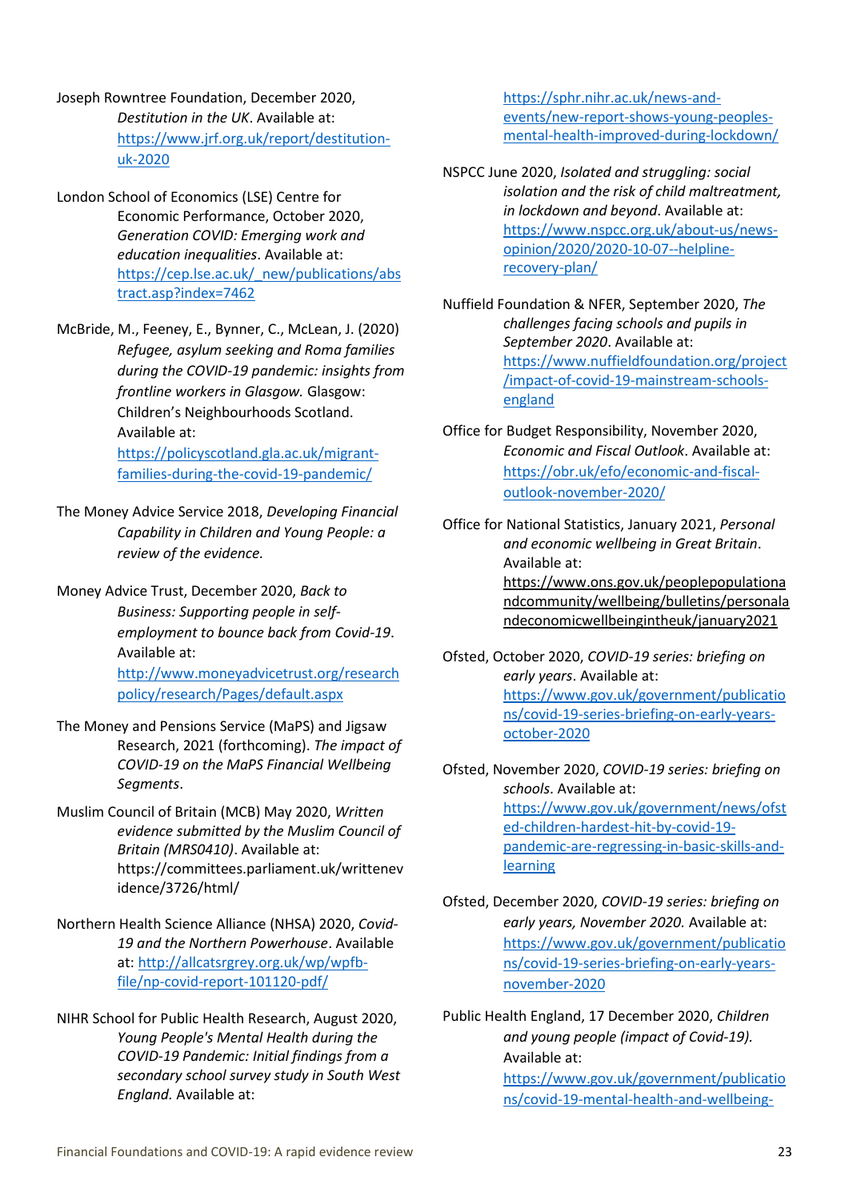Joseph Rowntree Foundation, December 2020, *Destitution in the UK*. Available at: https://www.jrf.org.uk/report/destitution-uk-2020

London School of Economics (LSE) Centre for Economic Performance, October 2020, *Generation COVID: Emerging work and education inequalities*. Available at: https://cep.lse.ac.uk/_new/publications/abstract.asp?index=7462

McBride, M., Feeney, E., Bynner, C., McLean, J. (2020) *Refugee, asylum seeking and Roma families during the COVID-19 pandemic: insights from frontline workers in Glasgow.* Glasgow: Children's Neighbourhoods Scotland. Available at: https://policyscotland.gla.ac.uk/migrant-families-during-the-covid-19-pandemic/

The Money Advice Service 2018, *Developing Financial Capability in Children and Young People: a review of the evidence.*

Money Advice Trust, December 2020, *Back to Business: Supporting people in self-employment to bounce back from Covid-19*. Available at: http://www.moneyadvicetrust.org/researchpolicy/research/Pages/default.aspx

The Money and Pensions Service (MaPS) and Jigsaw Research, 2021 (forthcoming). *The impact of COVID-19 on the MaPS Financial Wellbeing Segments*.

Muslim Council of Britain (MCB) May 2020, *Written evidence submitted by the Muslim Council of Britain (MRS0410)*. Available at: https://committees.parliament.uk/writtenevidence/3726/html/

Northern Health Science Alliance (NHSA) 2020, *Covid-19 and the Northern Powerhouse*. Available at: http://allcatsrgrey.org.uk/wp/wpfb-file/np-covid-report-101120-pdf/

NIHR School for Public Health Research, August 2020, *Young People's Mental Health during the COVID-19 Pandemic: Initial findings from a secondary school survey study in South West England.* Available at: https://sphr.nihr.ac.uk/news-and-events/new-report-shows-young-peoples-mental-health-improved-during-lockdown/

NSPCC June 2020, *Isolated and struggling: social isolation and the risk of child maltreatment, in lockdown and beyond*. Available at: https://www.nspcc.org.uk/about-us/news-opinion/2020/2020-10-07--helpline-recovery-plan/

Nuffield Foundation & NFER, September 2020, *The challenges facing schools and pupils in September 2020*. Available at: https://www.nuffieldfoundation.org/project/impact-of-covid-19-mainstream-schools-england

Office for Budget Responsibility, November 2020, *Economic and Fiscal Outlook*. Available at: https://obr.uk/efo/economic-and-fiscal-outlook-november-2020/

Office for National Statistics, January 2021, *Personal and economic wellbeing in Great Britain*. Available at: https://www.ons.gov.uk/peoplepopulationandcommunity/wellbeing/bulletins/personalandeconomicwellbeingintheuk/january2021

Ofsted, October 2020, *COVID-19 series: briefing on early years*. Available at: https://www.gov.uk/government/publications/covid-19-series-briefing-on-early-years-october-2020

Ofsted, November 2020, *COVID-19 series: briefing on schools*. Available at: https://www.gov.uk/government/news/ofsted-children-hardest-hit-by-covid-19-pandemic-are-regressing-in-basic-skills-and-learning

Ofsted, December 2020, *COVID-19 series: briefing on early years, November 2020.* Available at: https://www.gov.uk/government/publications/covid-19-series-briefing-on-early-years-november-2020

Public Health England, 17 December 2020, *Children and young people (impact of Covid-19).* Available at: https://www.gov.uk/government/publications/covid-19-mental-health-and-wellbeing-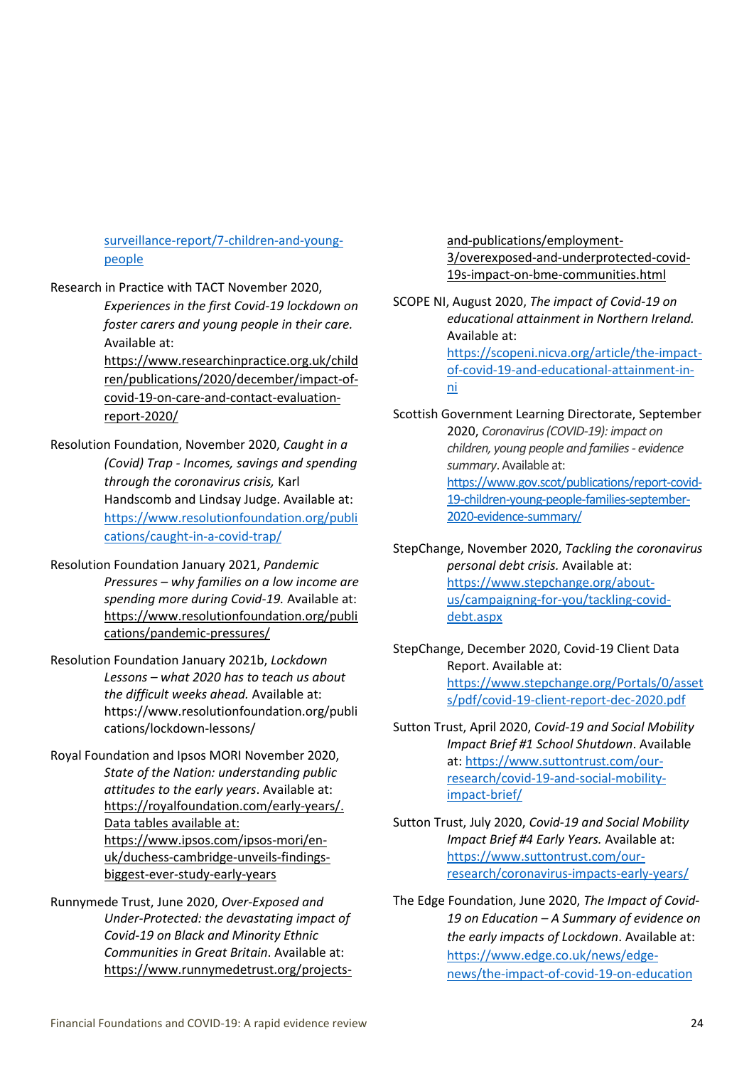surveillance-report/7-children-and-young-people

Research in Practice with TACT November 2020, *Experiences in the first Covid-19 lockdown on foster carers and young people in their care.* Available at: https://www.researchinpractice.org.uk/children/publications/2020/december/impact-of-covid-19-on-care-and-contact-evaluation-report-2020/

Resolution Foundation, November 2020, *Caught in a (Covid) Trap - Incomes, savings and spending through the coronavirus crisis,* Karl Handscomb and Lindsay Judge. Available at: https://www.resolutionfoundation.org/publications/caught-in-a-covid-trap/

Resolution Foundation January 2021, *Pandemic Pressures – why families on a low income are spending more during Covid-19.* Available at: https://www.resolutionfoundation.org/publications/pandemic-pressures/

Resolution Foundation January 2021b, *Lockdown Lessons – what 2020 has to teach us about the difficult weeks ahead.* Available at: https://www.resolutionfoundation.org/publications/lockdown-lessons/

Royal Foundation and Ipsos MORI November 2020, *State of the Nation: understanding public attitudes to the early years*. Available at: https://royalfoundation.com/early-years/. Data tables available at: https://www.ipsos.com/ipsos-mori/en-uk/duchess-cambridge-unveils-findings-biggest-ever-study-early-years

Runnymede Trust, June 2020, *Over-Exposed and Under-Protected: the devastating impact of Covid-19 on Black and Minority Ethnic Communities in Great Britain*. Available at: https://www.runnymedetrust.org/projects-and-publications/employment-3/overexposed-and-underprotected-covid-19s-impact-on-bme-communities.html

SCOPE NI, August 2020, *The impact of Covid-19 on educational attainment in Northern Ireland.* Available at: https://scopeni.nicva.org/article/the-impact-of-covid-19-and-educational-attainment-in-ni

Scottish Government Learning Directorate, September 2020, *Coronavirus (COVID-19): impact on children, young people and families - evidence summary*. Available at: https://www.gov.scot/publications/report-covid-19-children-young-people-families-september-2020-evidence-summary/

StepChange, November 2020, *Tackling the coronavirus personal debt crisis.* Available at: https://www.stepchange.org/about-us/campaigning-for-you/tackling-covid-debt.aspx

StepChange, December 2020, Covid-19 Client Data Report. Available at: https://www.stepchange.org/Portals/0/assets/pdf/covid-19-client-report-dec-2020.pdf

Sutton Trust, April 2020, *Covid-19 and Social Mobility Impact Brief #1 School Shutdown*. Available at: https://www.suttontrust.com/our-research/covid-19-and-social-mobility-impact-brief/

Sutton Trust, July 2020, *Covid-19 and Social Mobility Impact Brief #4 Early Years.* Available at: https://www.suttontrust.com/our-research/coronavirus-impacts-early-years/

The Edge Foundation, June 2020, *The Impact of Covid-19 on Education – A Summary of evidence on the early impacts of Lockdown*. Available at: https://www.edge.co.uk/news/edge-news/the-impact-of-covid-19-on-education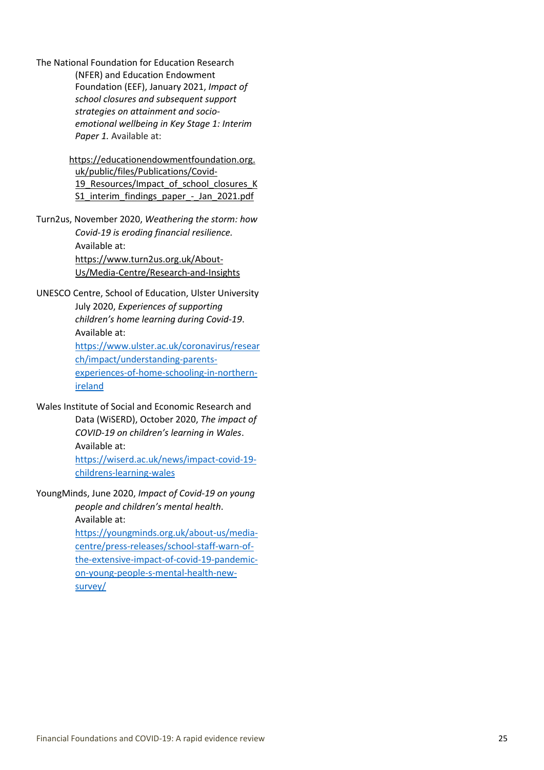The National Foundation for Education Research (NFER) and Education Endowment Foundation (EEF), January 2021, *Impact of school closures and subsequent support strategies on attainment and socio-emotional wellbeing in Key Stage 1: Interim Paper 1.* Available at:

https://educationendowmentfoundation.org.uk/public/files/Publications/Covid-19_Resources/Impact_of_school_closures_KS1_interim_findings_paper_-_Jan_2021.pdf

Turn2us, November 2020, *Weathering the storm: how Covid-19 is eroding financial resilience.* Available at: https://www.turn2us.org.uk/About-Us/Media-Centre/Research-and-Insights

UNESCO Centre, School of Education, Ulster University July 2020, *Experiences of supporting children's home learning during Covid-19*. Available at: https://www.ulster.ac.uk/coronavirus/research/impact/understanding-parents-experiences-of-home-schooling-in-northern-ireland

Wales Institute of Social and Economic Research and Data (WiSERD), October 2020, *The impact of COVID-19 on children's learning in Wales*. Available at: https://wiserd.ac.uk/news/impact-covid-19-childrens-learning-wales

YoungMinds, June 2020, *Impact of Covid-19 on young people and children's mental health*. Available at: https://youngminds.org.uk/about-us/media-centre/press-releases/school-staff-warn-of-the-extensive-impact-of-covid-19-pandemic-on-young-people-s-mental-health-new-survey/